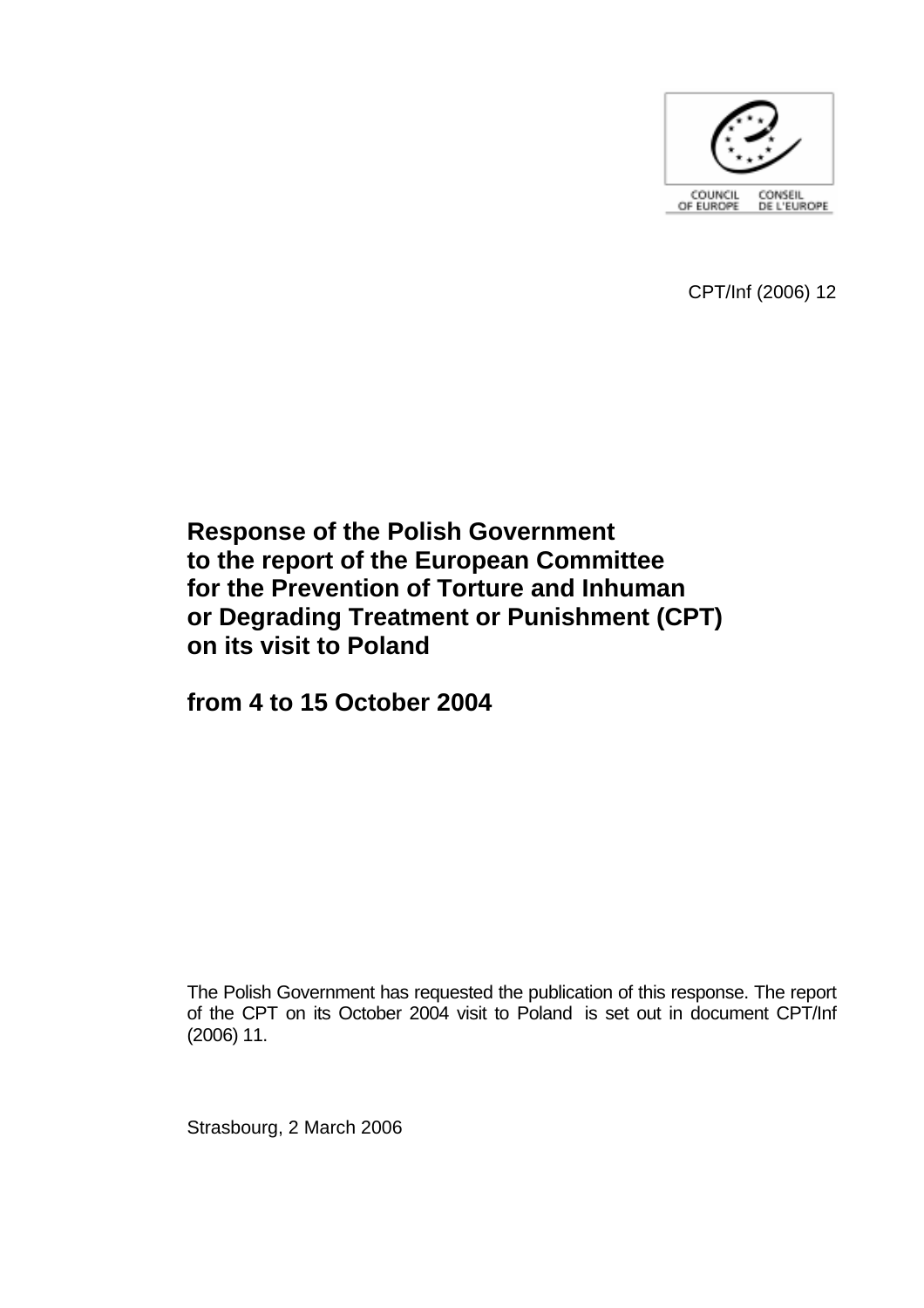COUNCIL OF EUROPE CONSEIL DE L'EUROPE

CPT/Inf (2006) 12

# Response of the Polish Government to the report of the European Committee for the Prevention of Torture and Inhuman or Degrading Treatment or Punishment (CPT) on its visit to Poland

## from 4 to 15 October 2004

The Polish Government has requested the publication of this response. The report of the CPT on its October 2004 visit to Poland is set out in document CPT/Inf (2006) 11.

Strasbourg, 2 March 2006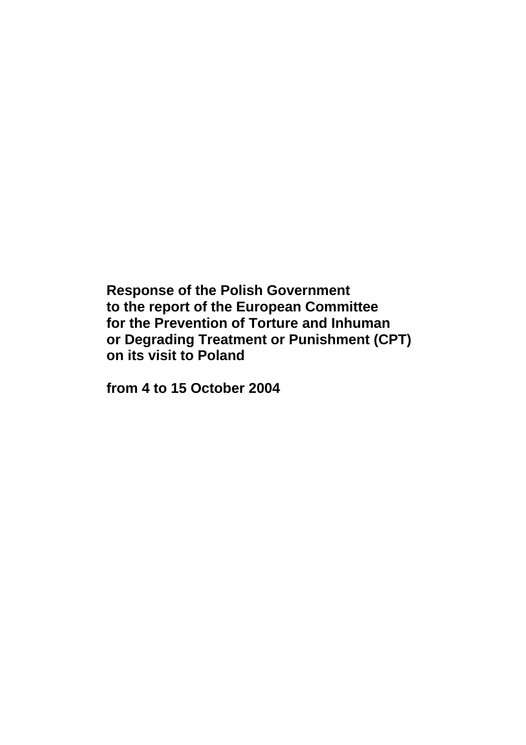**Response of the Polish Government to the report of the European Committee for the Prevention of Torture and Inhuman or Degrading Treatment or Punishment (CPT) on its visit to Poland**

**from 4 to 15 October 2004**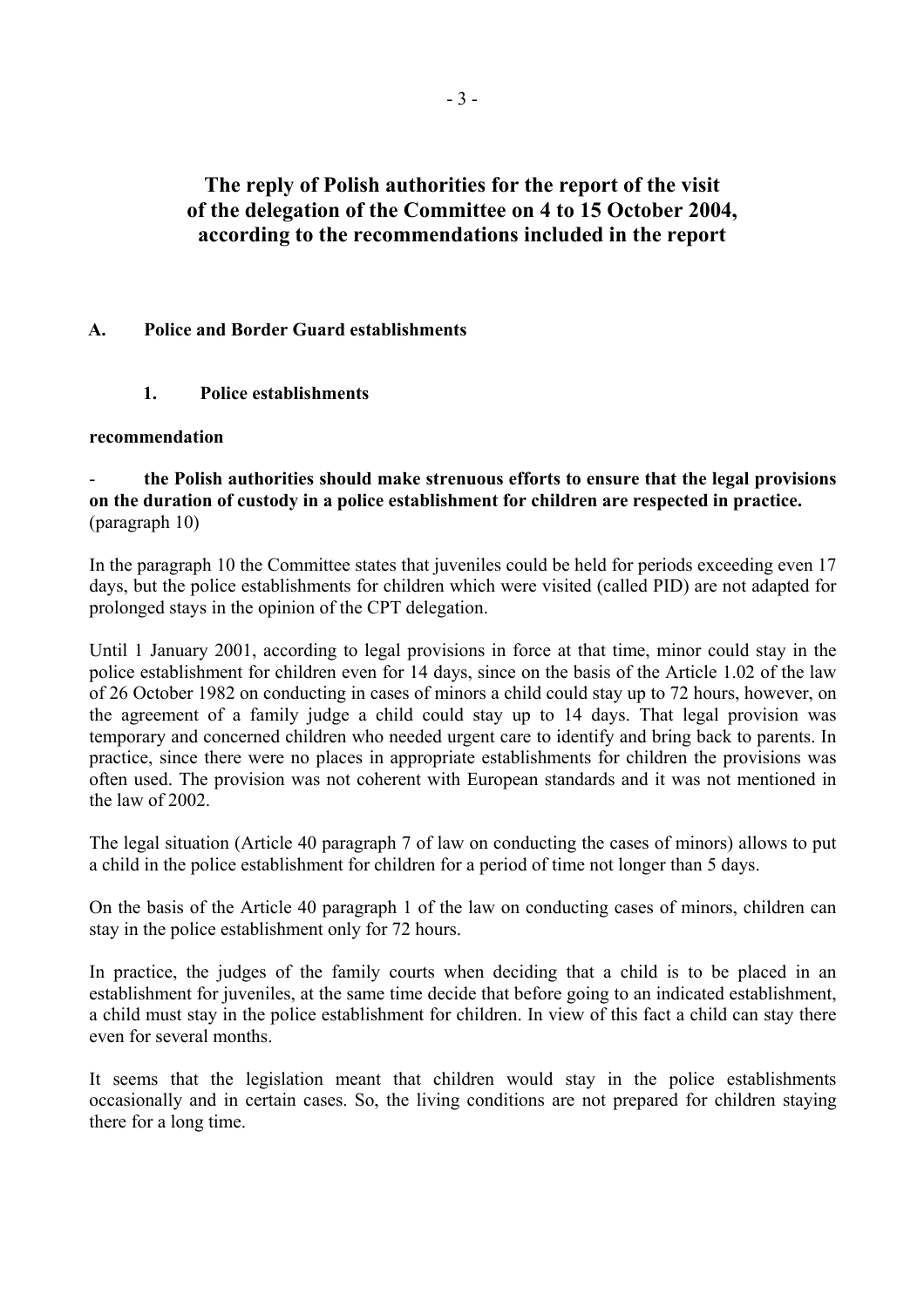# The reply of Polish authorities for the report of the visit of the delegation of the Committee on 4 to 15 October 2004, according to the recommendations included in the report

## A. Police and Border Guard establishments

### 1. Police establishments

**recommendation**

- **the Polish authorities should make strenuous efforts to ensure that the legal provisions on the duration of custody in a police establishment for children are respected in practice.** (paragraph 10)

In the paragraph 10 the Committee states that juveniles could be held for periods exceeding even 17 days, but the police establishments for children which were visited (called PID) are not adapted for prolonged stays in the opinion of the CPT delegation.

Until 1 January 2001, according to legal provisions in force at that time, minor could stay in the police establishment for children even for 14 days, since on the basis of the Article 1.02 of the law of 26 October 1982 on conducting in cases of minors a child could stay up to 72 hours, however, on the agreement of a family judge a child could stay up to 14 days. That legal provision was temporary and concerned children who needed urgent care to identify and bring back to parents. In practice, since there were no places in appropriate establishments for children the provisions was often used. The provision was not coherent with European standards and it was not mentioned in the law of 2002.

The legal situation (Article 40 paragraph 7 of law on conducting the cases of minors) allows to put a child in the police establishment for children for a period of time not longer than 5 days.

On the basis of the Article 40 paragraph 1 of the law on conducting cases of minors, children can stay in the police establishment only for 72 hours.

In practice, the judges of the family courts when deciding that a child is to be placed in an establishment for juveniles, at the same time decide that before going to an indicated establishment, a child must stay in the police establishment for children. In view of this fact a child can stay there even for several months.

It seems that the legislation meant that children would stay in the police establishments occasionally and in certain cases. So, the living conditions are not prepared for children staying there for a long time.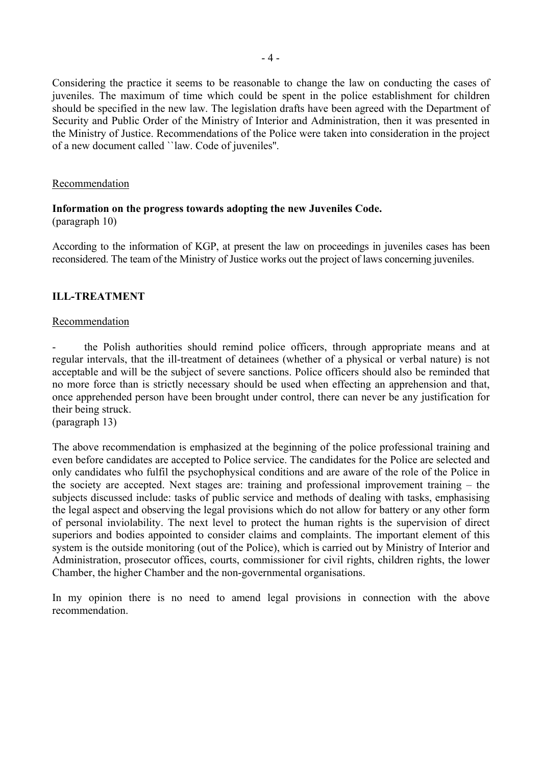Considering the practice it seems to be reasonable to change the law on conducting the cases of juveniles. The maximum of time which could be spent in the police establishment for children should be specified in the new law. The legislation drafts have been agreed with the Department of Security and Public Order of the Ministry of Interior and Administration, then it was presented in the Ministry of Justice. Recommendations of the Police were taken into consideration in the project of a new document called ``law. Code of juveniles''.

Recommendation

**Information on the progress towards adopting the new Juveniles Code.**
(paragraph 10)

According to the information of KGP, at present the law on proceedings in juveniles cases has been reconsidered. The team of the Ministry of Justice works out the project of laws concerning juveniles.

## ILL-TREATMENT

Recommendation

- the Polish authorities should remind police officers, through appropriate means and at regular intervals, that the ill-treatment of detainees (whether of a physical or verbal nature) is not acceptable and will be the subject of severe sanctions. Police officers should also be reminded that no more force than is strictly necessary should be used when effecting an apprehension and that, once apprehended person have been brought under control, there can never be any justification for their being struck.
(paragraph 13)

The above recommendation is emphasized at the beginning of the police professional training and even before candidates are accepted to Police service. The candidates for the Police are selected and only candidates who fulfil the psychophysical conditions and are aware of the role of the Police in the society are accepted. Next stages are: training and professional improvement training – the subjects discussed include: tasks of public service and methods of dealing with tasks, emphasising the legal aspect and observing the legal provisions which do not allow for battery or any other form of personal inviolability. The next level to protect the human rights is the supervision of direct superiors and bodies appointed to consider claims and complaints. The important element of this system is the outside monitoring (out of the Police), which is carried out by Ministry of Interior and Administration, prosecutor offices, courts, commissioner for civil rights, children rights, the lower Chamber, the higher Chamber and the non-governmental organisations.

In my opinion there is no need to amend legal provisions in connection with the above recommendation.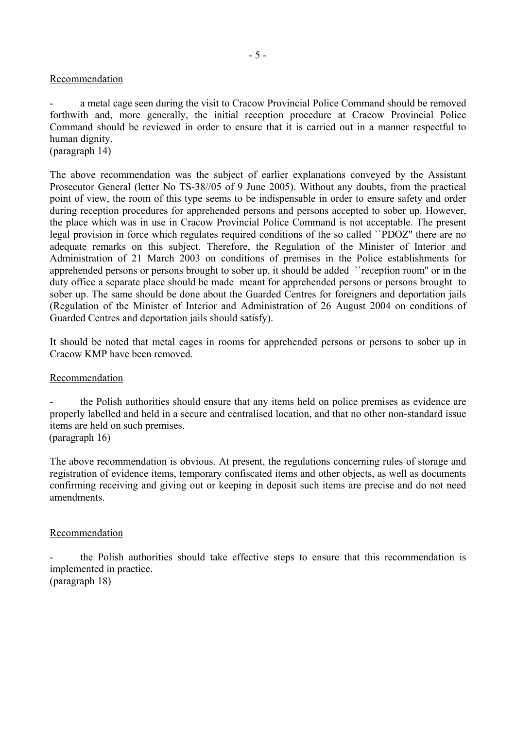Recommendation

- a metal cage seen during the visit to Cracow Provincial Police Command should be removed forthwith and, more generally, the initial reception procedure at Cracow Provincial Police Command should be reviewed in order to ensure that it is carried out in a manner respectful to human dignity.
(paragraph 14)

The above recommendation was the subject of earlier explanations conveyed by the Assistant Prosecutor General (letter No TS-38//05 of 9 June 2005). Without any doubts, from the practical point of view, the room of this type seems to be indispensable in order to ensure safety and order during reception procedures for apprehended persons and persons accepted to sober up. However, the place which was in use in Cracow Provincial Police Command is not acceptable. The present legal provision in force which regulates required conditions of the so called ``PDOZ'' there are no adequate remarks on this subject. Therefore, the Regulation of the Minister of Interior and Administration of 21 March 2003 on conditions of premises in the Police establishments for apprehended persons or persons brought to sober up, it should be added ``reception room'' or in the duty office a separate place should be made meant for apprehended persons or persons brought to sober up. The same should be done about the Guarded Centres for foreigners and deportation jails (Regulation of the Minister of Interior and Administration of 26 August 2004 on conditions of Guarded Centres and deportation jails should satisfy).

It should be noted that metal cages in rooms for apprehended persons or persons to sober up in Cracow KMP have been removed.

Recommendation

- the Polish authorities should ensure that any items held on police premises as evidence are properly labelled and held in a secure and centralised location, and that no other non-standard issue items are held on such premises.
(paragraph 16)

The above recommendation is obvious. At present, the regulations concerning rules of storage and registration of evidence items, temporary confiscated items and other objects, as well as documents confirming receiving and giving out or keeping in deposit such items are precise and do not need amendments.

Recommendation

- the Polish authorities should take effective steps to ensure that this recommendation is implemented in practice.
(paragraph 18)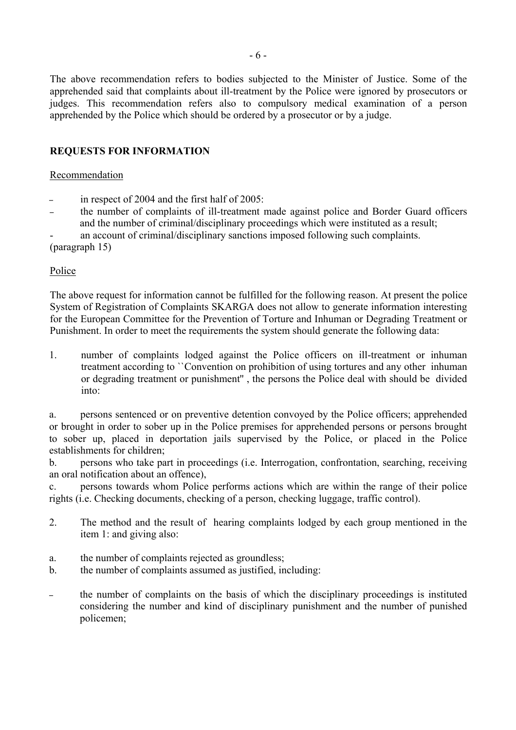The above recommendation refers to bodies subjected to the Minister of Justice. Some of the apprehended said that complaints about ill-treatment by the Police were ignored by prosecutors or judges. This recommendation refers also to compulsory medical examination of a person apprehended by the Police which should be ordered by a prosecutor or by a judge.

**REQUESTS FOR INFORMATION**

Recommendation

- in respect of 2004 and the first half of 2005:
- the number of complaints of ill-treatment made against police and Border Guard officers and the number of criminal/disciplinary proceedings which were instituted as a result;
- an account of criminal/disciplinary sanctions imposed following such complaints.

(paragraph 15)

Police

The above request for information cannot be fulfilled for the following reason. At present the police System of Registration of Complaints SKARGA does not allow to generate information interesting for the European Committee for the Prevention of Torture and Inhuman or Degrading Treatment or Punishment. In order to meet the requirements the system should generate the following data:

1. number of complaints lodged against the Police officers on ill-treatment or inhuman treatment according to ``Convention on prohibition of using tortures and any other inhuman or degrading treatment or punishment'' , the persons the Police deal with should be divided into:

a. persons sentenced or on preventive detention convoyed by the Police officers; apprehended or brought in order to sober up in the Police premises for apprehended persons or persons brought to sober up, placed in deportation jails supervised by the Police, or placed in the Police establishments for children;

b. persons who take part in proceedings (i.e. Interrogation, confrontation, searching, receiving an oral notification about an offence),

c. persons towards whom Police performs actions which are within the range of their police rights (i.e. Checking documents, checking of a person, checking luggage, traffic control).

2. The method and the result of hearing complaints lodged by each group mentioned in the item 1: and giving also:

a. the number of complaints rejected as groundless;

b. the number of complaints assumed as justified, including:

- the number of complaints on the basis of which the disciplinary proceedings is instituted considering the number and kind of disciplinary punishment and the number of punished policemen;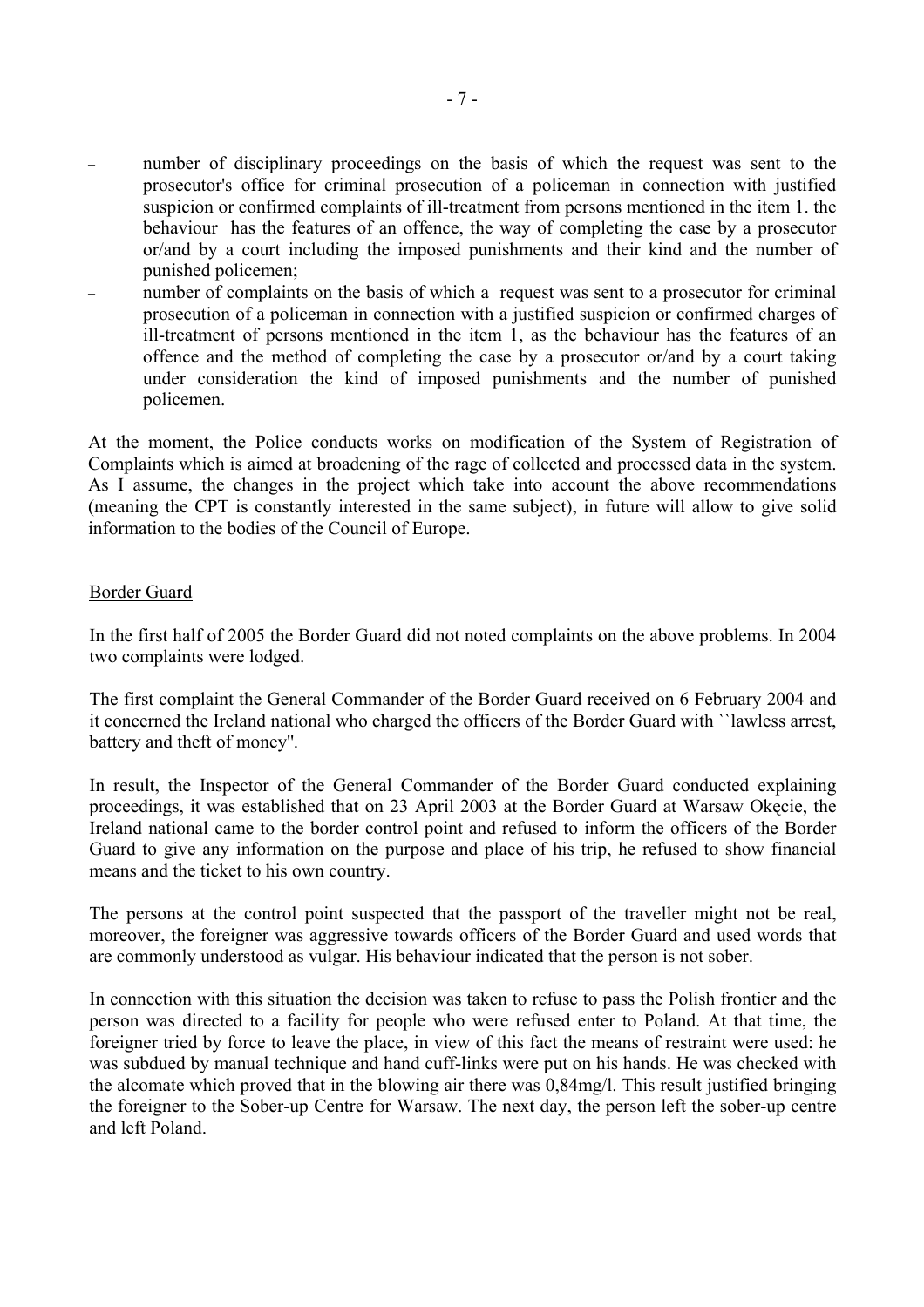- number of disciplinary proceedings on the basis of which the request was sent to the prosecutor's office for criminal prosecution of a policeman in connection with justified suspicion or confirmed complaints of ill-treatment from persons mentioned in the item 1. the behaviour has the features of an offence, the way of completing the case by a prosecutor or/and by a court including the imposed punishments and their kind and the number of punished policemen;
- number of complaints on the basis of which a request was sent to a prosecutor for criminal prosecution of a policeman in connection with a justified suspicion or confirmed charges of ill-treatment of persons mentioned in the item 1, as the behaviour has the features of an offence and the method of completing the case by a prosecutor or/and by a court taking under consideration the kind of imposed punishments and the number of punished policemen.

At the moment, the Police conducts works on modification of the System of Registration of Complaints which is aimed at broadening of the rage of collected and processed data in the system. As I assume, the changes in the project which take into account the above recommendations (meaning the CPT is constantly interested in the same subject), in future will allow to give solid information to the bodies of the Council of Europe.

Border Guard

In the first half of 2005 the Border Guard did not noted complaints on the above problems. In 2004 two complaints were lodged.

The first complaint the General Commander of the Border Guard received on 6 February 2004 and it concerned the Ireland national who charged the officers of the Border Guard with ``lawless arrest, battery and theft of money''.

In result, the Inspector of the General Commander of the Border Guard conducted explaining proceedings, it was established that on 23 April 2003 at the Border Guard at Warsaw Okęcie, the Ireland national came to the border control point and refused to inform the officers of the Border Guard to give any information on the purpose and place of his trip, he refused to show financial means and the ticket to his own country.

The persons at the control point suspected that the passport of the traveller might not be real, moreover, the foreigner was aggressive towards officers of the Border Guard and used words that are commonly understood as vulgar. His behaviour indicated that the person is not sober.

In connection with this situation the decision was taken to refuse to pass the Polish frontier and the person was directed to a facility for people who were refused enter to Poland. At that time, the foreigner tried by force to leave the place, in view of this fact the means of restraint were used: he was subdued by manual technique and hand cuff-links were put on his hands. He was checked with the alcomate which proved that in the blowing air there was 0,84mg/l. This result justified bringing the foreigner to the Sober-up Centre for Warsaw. The next day, the person left the sober-up centre and left Poland.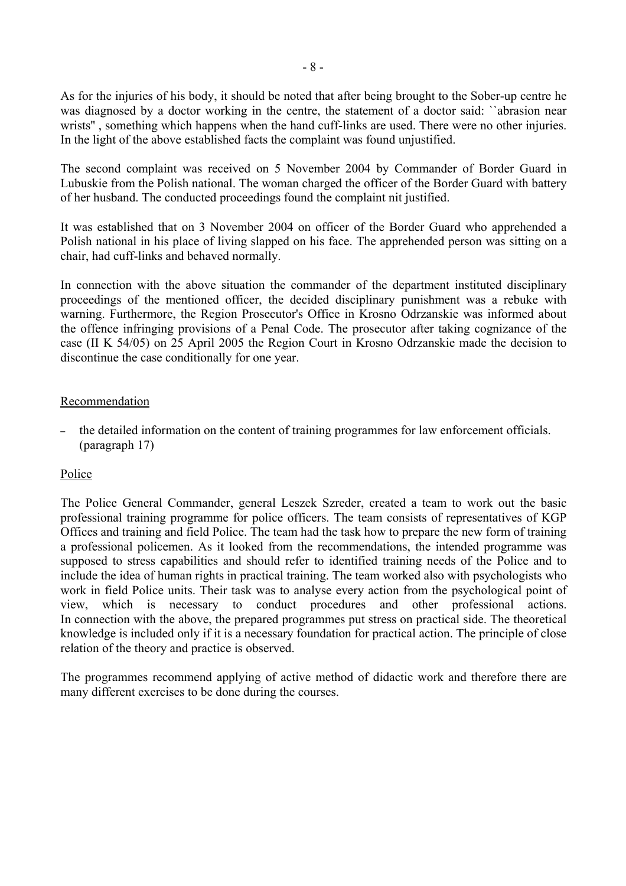As for the injuries of his body, it should be noted that after being brought to the Sober-up centre he was diagnosed by a doctor working in the centre, the statement of a doctor said: ``abrasion near wrists'' , something which happens when the hand cuff-links are used. There were no other injuries. In the light of the above established facts the complaint was found unjustified.

The second complaint was received on 5 November 2004 by Commander of Border Guard in Lubuskie from the Polish national. The woman charged the officer of the Border Guard with battery of her husband. The conducted proceedings found the complaint nit justified.

It was established that on 3 November 2004 on officer of the Border Guard who apprehended a Polish national in his place of living slapped on his face. The apprehended person was sitting on a chair, had cuff-links and behaved normally.

In connection with the above situation the commander of the department instituted disciplinary proceedings of the mentioned officer, the decided disciplinary punishment was a rebuke with warning. Furthermore, the Region Prosecutor's Office in Krosno Odrzanskie was informed about the offence infringing provisions of a Penal Code. The prosecutor after taking cognizance of the case (II K 54/05) on 25 April 2005 the Region Court in Krosno Odrzanskie made the decision to discontinue the case conditionally for one year.

Recommendation

- the detailed information on the content of training programmes for law enforcement officials. (paragraph 17)

Police

The Police General Commander, general Leszek Szreder, created a team to work out the basic professional training programme for police officers. The team consists of representatives of KGP Offices and training and field Police. The team had the task how to prepare the new form of training a professional policemen. As it looked from the recommendations, the intended programme was supposed to stress capabilities and should refer to identified training needs of the Police and to include the idea of human rights in practical training. The team worked also with psychologists who work in field Police units. Their task was to analyse every action from the psychological point of view, which is necessary to conduct procedures and other professional actions. In connection with the above, the prepared programmes put stress on practical side. The theoretical knowledge is included only if it is a necessary foundation for practical action. The principle of close relation of the theory and practice is observed.

The programmes recommend applying of active method of didactic work and therefore there are many different exercises to be done during the courses.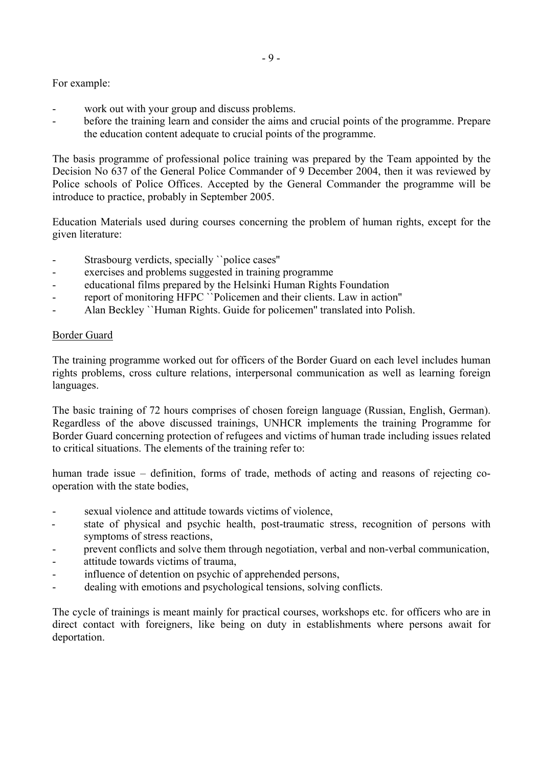For example:

- work out with your group and discuss problems.
- before the training learn and consider the aims and crucial points of the programme. Prepare the education content adequate to crucial points of the programme.

The basis programme of professional police training was prepared by the Team appointed by the Decision No 637 of the General Police Commander of 9 December 2004, then it was reviewed by Police schools of Police Offices. Accepted by the General Commander the programme will be introduce to practice, probably in September 2005.

Education Materials used during courses concerning the problem of human rights, except for the given literature:

- Strasbourg verdicts, specially ``police cases''
- exercises and problems suggested in training programme
- educational films prepared by the Helsinki Human Rights Foundation
- report of monitoring HFPC ``Policemen and their clients. Law in action''
- Alan Beckley ``Human Rights. Guide for policemen'' translated into Polish.

Border Guard

The training programme worked out for officers of the Border Guard on each level includes human rights problems, cross culture relations, interpersonal communication as well as learning foreign languages.

The basic training of 72 hours comprises of chosen foreign language (Russian, English, German). Regardless of the above discussed trainings, UNHCR implements the training Programme for Border Guard concerning protection of refugees and victims of human trade including issues related to critical situations. The elements of the training refer to:

human trade issue – definition, forms of trade, methods of acting and reasons of rejecting co-operation with the state bodies,

- sexual violence and attitude towards victims of violence,
- state of physical and psychic health, post-traumatic stress, recognition of persons with symptoms of stress reactions,
- prevent conflicts and solve them through negotiation, verbal and non-verbal communication,
- attitude towards victims of trauma,
- influence of detention on psychic of apprehended persons,
- dealing with emotions and psychological tensions, solving conflicts.

The cycle of trainings is meant mainly for practical courses, workshops etc. for officers who are in direct contact with foreigners, like being on duty in establishments where persons await for deportation.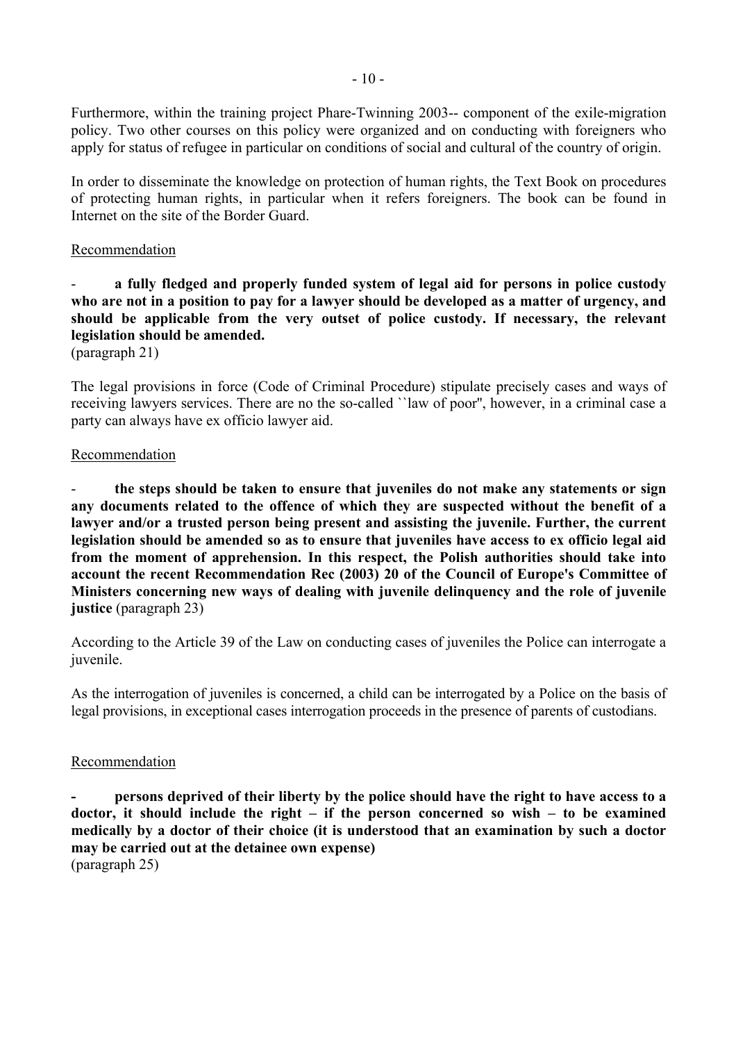Furthermore, within the training project Phare-Twinning 2003-- component of the exile-migration policy. Two other courses on this policy were organized and on conducting with foreigners who apply for status of refugee in particular on conditions of social and cultural of the country of origin.

In order to disseminate the knowledge on protection of human rights, the Text Book on procedures of protecting human rights, in particular when it refers foreigners. The book can be found in Internet on the site of the Border Guard.

Recommendation

- **a fully fledged and properly funded system of legal aid for persons in police custody who are not in a position to pay for a lawyer should be developed as a matter of urgency, and should be applicable from the very outset of police custody. If necessary, the relevant legislation should be amended.**
(paragraph 21)

The legal provisions in force (Code of Criminal Procedure) stipulate precisely cases and ways of receiving lawyers services. There are no the so-called ``law of poor'', however, in a criminal case a party can always have ex officio lawyer aid.

Recommendation

- **the steps should be taken to ensure that juveniles do not make any statements or sign any documents related to the offence of which they are suspected without the benefit of a lawyer and/or a trusted person being present and assisting the juvenile. Further, the current legislation should be amended so as to ensure that juveniles have access to ex officio legal aid from the moment of apprehension. In this respect, the Polish authorities should take into account the recent Recommendation Rec (2003) 20 of the Council of Europe's Committee of Ministers concerning new ways of dealing with juvenile delinquency and the role of juvenile justice** (paragraph 23)

According to the Article 39 of the Law on conducting cases of juveniles the Police can interrogate a juvenile.

As the interrogation of juveniles is concerned, a child can be interrogated by a Police on the basis of legal provisions, in exceptional cases interrogation proceeds in the presence of parents of custodians.

Recommendation

- **persons deprived of their liberty by the police should have the right to have access to a doctor, it should include the right – if the person concerned so wish – to be examined medically by a doctor of their choice (it is understood that an examination by such a doctor may be carried out at the detainee own expense)**
(paragraph 25)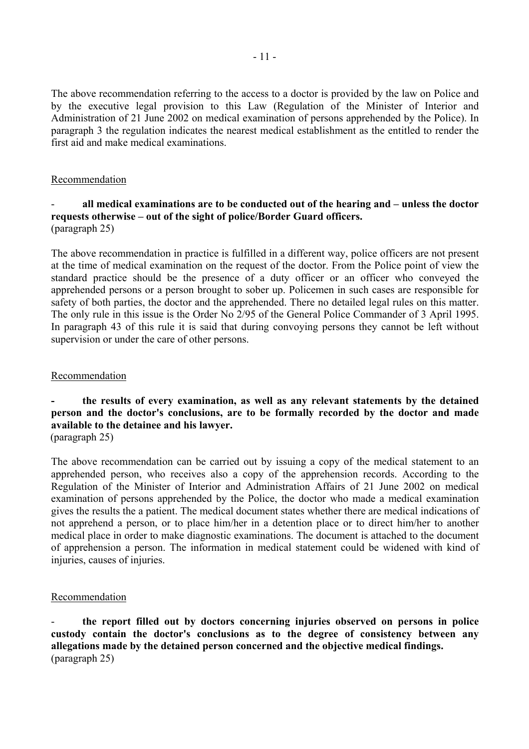The above recommendation referring to the access to a doctor is provided by the law on Police and by the executive legal provision to this Law (Regulation of the Minister of Interior and Administration of 21 June 2002 on medical examination of persons apprehended by the Police). In paragraph 3 the regulation indicates the nearest medical establishment as the entitled to render the first aid and make medical examinations.

Recommendation

- **all medical examinations are to be conducted out of the hearing and – unless the doctor requests otherwise – out of the sight of police/Border Guard officers.**
(paragraph 25)

The above recommendation in practice is fulfilled in a different way, police officers are not present at the time of medical examination on the request of the doctor. From the Police point of view the standard practice should be the presence of a duty officer or an officer who conveyed the apprehended persons or a person brought to sober up. Policemen in such cases are responsible for safety of both parties, the doctor and the apprehended. There no detailed legal rules on this matter. The only rule in this issue is the Order No 2/95 of the General Police Commander of 3 April 1995. In paragraph 43 of this rule it is said that during convoying persons they cannot be left without supervision or under the care of other persons.

Recommendation

- **the results of every examination, as well as any relevant statements by the detained person and the doctor's conclusions, are to be formally recorded by the doctor and made available to the detainee and his lawyer.**
(paragraph 25)

The above recommendation can be carried out by issuing a copy of the medical statement to an apprehended person, who receives also a copy of the apprehension records. According to the Regulation of the Minister of Interior and Administration Affairs of 21 June 2002 on medical examination of persons apprehended by the Police, the doctor who made a medical examination gives the results the a patient. The medical document states whether there are medical indications of not apprehend a person, or to place him/her in a detention place or to direct him/her to another medical place in order to make diagnostic examinations. The document is attached to the document of apprehension a person. The information in medical statement could be widened with kind of injuries, causes of injuries.

Recommendation

- **the report filled out by doctors concerning injuries observed on persons in police custody contain the doctor's conclusions as to the degree of consistency between any allegations made by the detained person concerned and the objective medical findings.**
(paragraph 25)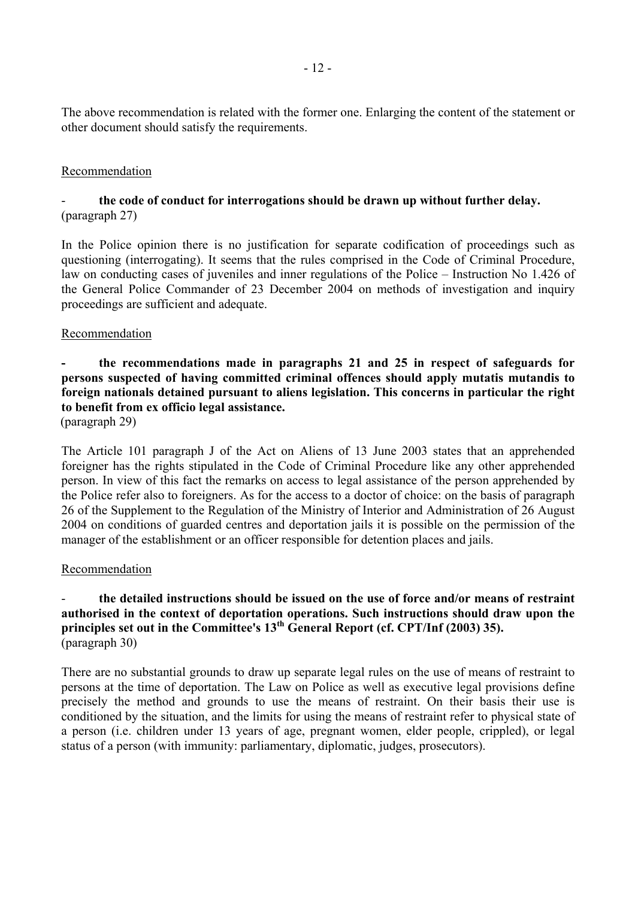The above recommendation is related with the former one. Enlarging the content of the statement or other document should satisfy the requirements.

Recommendation

- **the code of conduct for interrogations should be drawn up without further delay.** (paragraph 27)

In the Police opinion there is no justification for separate codification of proceedings such as questioning (interrogating). It seems that the rules comprised in the Code of Criminal Procedure, law on conducting cases of juveniles and inner regulations of the Police – Instruction No 1.426 of the General Police Commander of 23 December 2004 on methods of investigation and inquiry proceedings are sufficient and adequate.

Recommendation

- **the recommendations made in paragraphs 21 and 25 in respect of safeguards for persons suspected of having committed criminal offences should apply mutatis mutandis to foreign nationals detained pursuant to aliens legislation. This concerns in particular the right to benefit from ex officio legal assistance.** (paragraph 29)

The Article 101 paragraph J of the Act on Aliens of 13 June 2003 states that an apprehended foreigner has the rights stipulated in the Code of Criminal Procedure like any other apprehended person. In view of this fact the remarks on access to legal assistance of the person apprehended by the Police refer also to foreigners. As for the access to a doctor of choice: on the basis of paragraph 26 of the Supplement to the Regulation of the Ministry of Interior and Administration of 26 August 2004 on conditions of guarded centres and deportation jails it is possible on the permission of the manager of the establishment or an officer responsible for detention places and jails.

Recommendation

- **the detailed instructions should be issued on the use of force and/or means of restraint authorised in the context of deportation operations. Such instructions should draw upon the principles set out in the Committee's 13th General Report (cf. CPT/Inf (2003) 35).** (paragraph 30)

There are no substantial grounds to draw up separate legal rules on the use of means of restraint to persons at the time of deportation. The Law on Police as well as executive legal provisions define precisely the method and grounds to use the means of restraint. On their basis their use is conditioned by the situation, and the limits for using the means of restraint refer to physical state of a person (i.e. children under 13 years of age, pregnant women, elder people, crippled), or legal status of a person (with immunity: parliamentary, diplomatic, judges, prosecutors).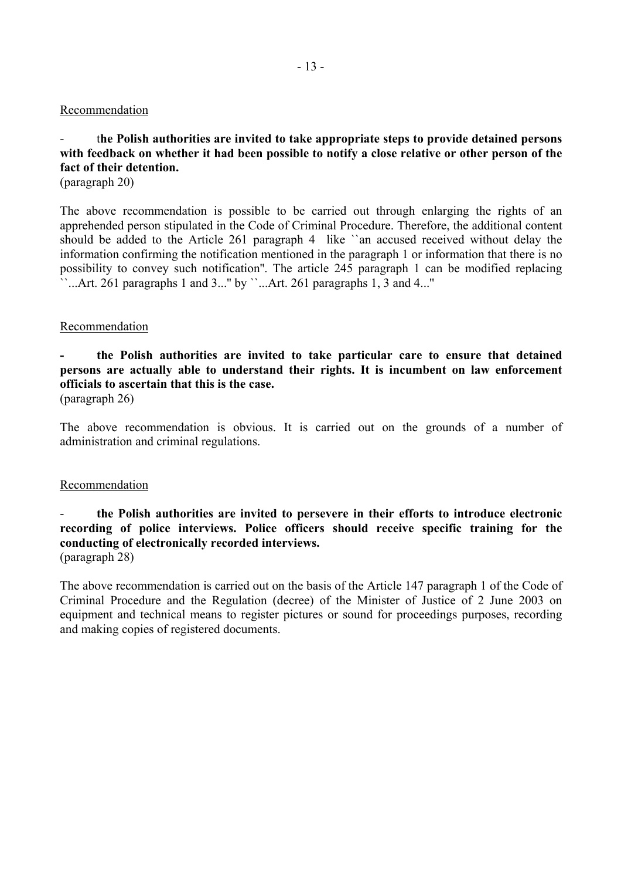Recommendation

- **the Polish authorities are invited to take appropriate steps to provide detained persons with feedback on whether it had been possible to notify a close relative or other person of the fact of their detention.**
(paragraph 20)

The above recommendation is possible to be carried out through enlarging the rights of an apprehended person stipulated in the Code of Criminal Procedure. Therefore, the additional content should be added to the Article 261 paragraph 4 like ``an accused received without delay the information confirming the notification mentioned in the paragraph 1 or information that there is no possibility to convey such notification''. The article 245 paragraph 1 can be modified replacing ``...Art. 261 paragraphs 1 and 3...'' by ``...Art. 261 paragraphs 1, 3 and 4...''

Recommendation

- **the Polish authorities are invited to take particular care to ensure that detained persons are actually able to understand their rights. It is incumbent on law enforcement officials to ascertain that this is the case.**
(paragraph 26)

The above recommendation is obvious. It is carried out on the grounds of a number of administration and criminal regulations.

Recommendation

- **the Polish authorities are invited to persevere in their efforts to introduce electronic recording of police interviews. Police officers should receive specific training for the conducting of electronically recorded interviews.**
(paragraph 28)

The above recommendation is carried out on the basis of the Article 147 paragraph 1 of the Code of Criminal Procedure and the Regulation (decree) of the Minister of Justice of 2 June 2003 on equipment and technical means to register pictures or sound for proceedings purposes, recording and making copies of registered documents.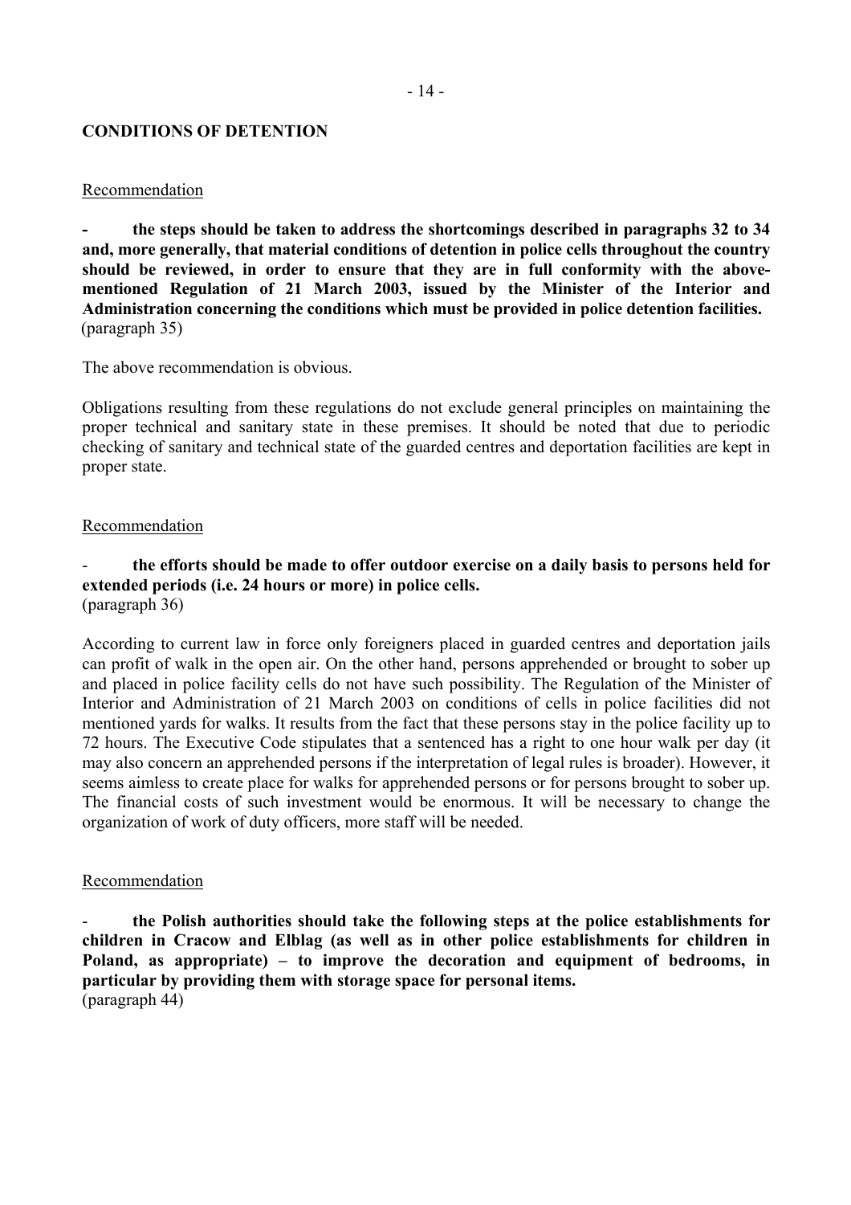**CONDITIONS OF DETENTION**

Recommendation

**- the steps should be taken to address the shortcomings described in paragraphs 32 to 34 and, more generally, that material conditions of detention in police cells throughout the country should be reviewed, in order to ensure that they are in full conformity with the above-mentioned Regulation of 21 March 2003, issued by the Minister of the Interior and Administration concerning the conditions which must be provided in police detention facilities.** (paragraph 35)

The above recommendation is obvious.

Obligations resulting from these regulations do not exclude general principles on maintaining the proper technical and sanitary state in these premises. It should be noted that due to periodic checking of sanitary and technical state of the guarded centres and deportation facilities are kept in proper state.

Recommendation

- **the efforts should be made to offer outdoor exercise on a daily basis to persons held for extended periods (i.e. 24 hours or more) in police cells.**
(paragraph 36)

According to current law in force only foreigners placed in guarded centres and deportation jails can profit of walk in the open air. On the other hand, persons apprehended or brought to sober up and placed in police facility cells do not have such possibility. The Regulation of the Minister of Interior and Administration of 21 March 2003 on conditions of cells in police facilities did not mentioned yards for walks. It results from the fact that these persons stay in the police facility up to 72 hours. The Executive Code stipulates that a sentenced has a right to one hour walk per day (it may also concern an apprehended persons if the interpretation of legal rules is broader). However, it seems aimless to create place for walks for apprehended persons or for persons brought to sober up. The financial costs of such investment would be enormous. It will be necessary to change the organization of work of duty officers, more staff will be needed.

Recommendation

- **the Polish authorities should take the following steps at the police establishments for children in Cracow and Elblag (as well as in other police establishments for children in Poland, as appropriate) – to improve the decoration and equipment of bedrooms, in particular by providing them with storage space for personal items.**
(paragraph 44)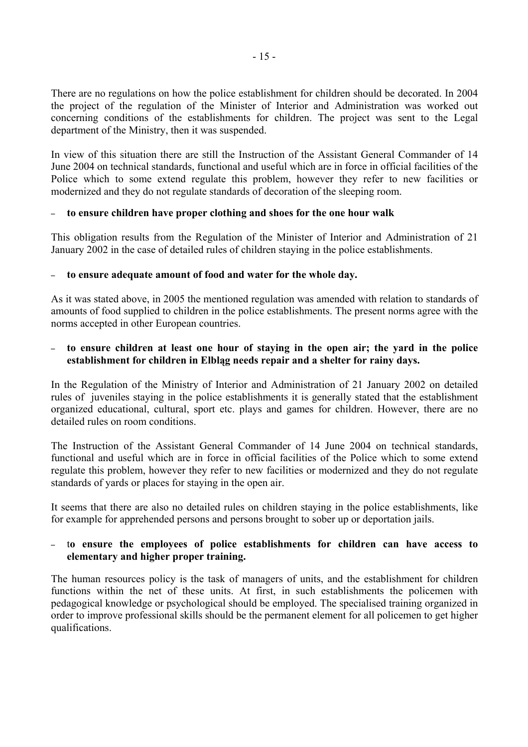There are no regulations on how the police establishment for children should be decorated. In 2004 the project of the regulation of the Minister of Interior and Administration was worked out concerning conditions of the establishments for children. The project was sent to the Legal department of the Ministry, then it was suspended.

In view of this situation there are still the Instruction of the Assistant General Commander of 14 June 2004 on technical standards, functional and useful which are in force in official facilities of the Police which to some extend regulate this problem, however they refer to new facilities or modernized and they do not regulate standards of decoration of the sleeping room.

– **to ensure children have proper clothing and shoes for the one hour walk**

This obligation results from the Regulation of the Minister of Interior and Administration of 21 January 2002 in the case of detailed rules of children staying in the police establishments.

– **to ensure adequate amount of food and water for the whole day.**

As it was stated above, in 2005 the mentioned regulation was amended with relation to standards of amounts of food supplied to children in the police establishments. The present norms agree with the norms accepted in other European countries.

– **to ensure children at least one hour of staying in the open air; the yard in the police establishment for children in Elbląg needs repair and a shelter for rainy days.**

In the Regulation of the Ministry of Interior and Administration of 21 January 2002 on detailed rules of juveniles staying in the police establishments it is generally stated that the establishment organized educational, cultural, sport etc. plays and games for children. However, there are no detailed rules on room conditions.

The Instruction of the Assistant General Commander of 14 June 2004 on technical standards, functional and useful which are in force in official facilities of the Police which to some extend regulate this problem, however they refer to new facilities or modernized and they do not regulate standards of yards or places for staying in the open air.

It seems that there are also no detailed rules on children staying in the police establishments, like for example for apprehended persons and persons brought to sober up or deportation jails.

– t**o ensure the employees of police establishments for children can have access to elementary and higher proper training.**

The human resources policy is the task of managers of units, and the establishment for children functions within the net of these units. At first, in such establishments the policemen with pedagogical knowledge or psychological should be employed. The specialised training organized in order to improve professional skills should be the permanent element for all policemen to get higher qualifications.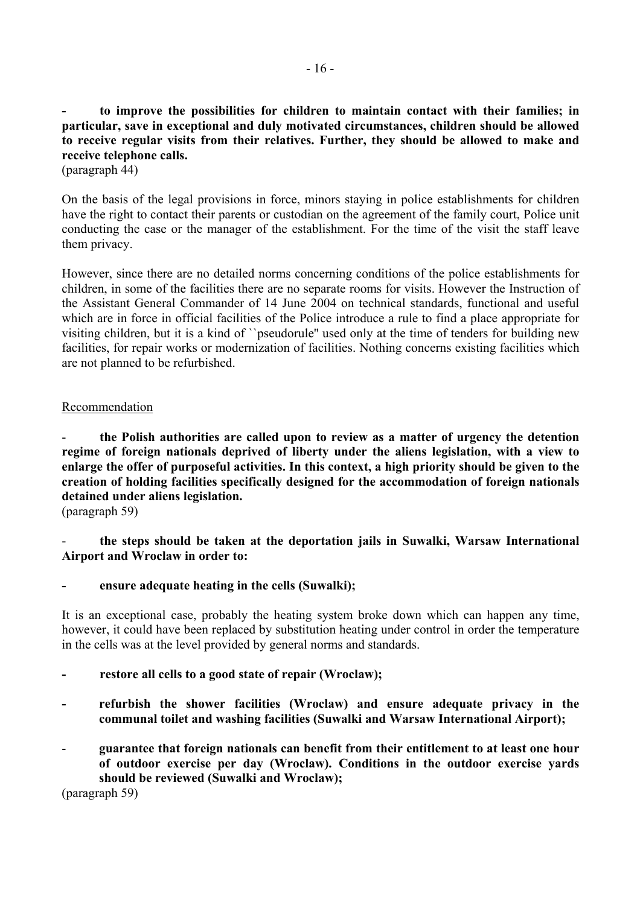- **to improve the possibilities for children to maintain contact with their families; in particular, save in exceptional and duly motivated circumstances, children should be allowed to receive regular visits from their relatives. Further, they should be allowed to make and receive telephone calls.**
(paragraph 44)

On the basis of the legal provisions in force, minors staying in police establishments for children have the right to contact their parents or custodian on the agreement of the family court, Police unit conducting the case or the manager of the establishment. For the time of the visit the staff leave them privacy.

However, since there are no detailed norms concerning conditions of the police establishments for children, in some of the facilities there are no separate rooms for visits. However the Instruction of the Assistant General Commander of 14 June 2004 on technical standards, functional and useful which are in force in official facilities of the Police introduce a rule to find a place appropriate for visiting children, but it is a kind of ``pseudorule'' used only at the time of tenders for building new facilities, for repair works or modernization of facilities. Nothing concerns existing facilities which are not planned to be refurbished.

Recommendation

- **the Polish authorities are called upon to review as a matter of urgency the detention regime of foreign nationals deprived of liberty under the aliens legislation, with a view to enlarge the offer of purposeful activities. In this context, a high priority should be given to the creation of holding facilities specifically designed for the accommodation of foreign nationals detained under aliens legislation.**
(paragraph 59)

- **the steps should be taken at the deportation jails in Suwalki, Warsaw International Airport and Wroclaw in order to:**

- **ensure adequate heating in the cells (Suwalki);**

It is an exceptional case, probably the heating system broke down which can happen any time, however, it could have been replaced by substitution heating under control in order the temperature in the cells was at the level provided by general norms and standards.

- **restore all cells to a good state of repair (Wroclaw);**

- **refurbish the shower facilities (Wroclaw) and ensure adequate privacy in the communal toilet and washing facilities (Suwalki and Warsaw International Airport);**

- **guarantee that foreign nationals can benefit from their entitlement to at least one hour of outdoor exercise per day (Wroclaw). Conditions in the outdoor exercise yards should be reviewed (Suwalki and Wroclaw);**

(paragraph 59)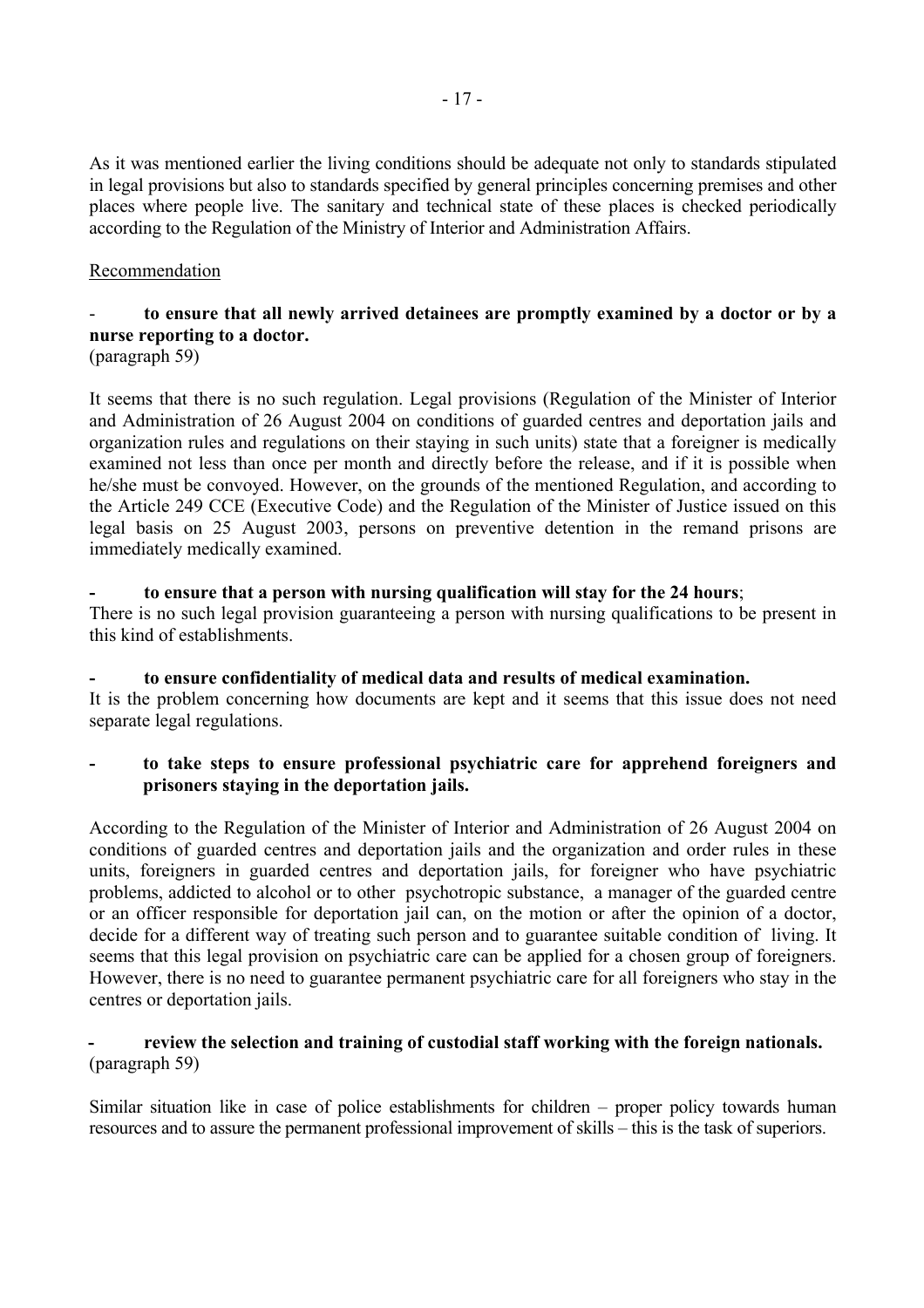As it was mentioned earlier the living conditions should be adequate not only to standards stipulated in legal provisions but also to standards specified by general principles concerning premises and other places where people live. The sanitary and technical state of these places is checked periodically according to the Regulation of the Ministry of Interior and Administration Affairs.

Recommendation

- **to ensure that all newly arrived detainees are promptly examined by a doctor or by a nurse reporting to a doctor.**
(paragraph 59)

It seems that there is no such regulation. Legal provisions (Regulation of the Minister of Interior and Administration of 26 August 2004 on conditions of guarded centres and deportation jails and organization rules and regulations on their staying in such units) state that a foreigner is medically examined not less than once per month and directly before the release, and if it is possible when he/she must be convoyed. However, on the grounds of the mentioned Regulation, and according to the Article 249 CCE (Executive Code) and the Regulation of the Minister of Justice issued on this legal basis on 25 August 2003, persons on preventive detention in the remand prisons are immediately medically examined.

- **to ensure that a person with nursing qualification will stay for the 24 hours**;

There is no such legal provision guaranteeing a person with nursing qualifications to be present in this kind of establishments.

- **to ensure confidentiality of medical data and results of medical examination.**

It is the problem concerning how documents are kept and it seems that this issue does not need separate legal regulations.

- **to take steps to ensure professional psychiatric care for apprehend foreigners and prisoners staying in the deportation jails.**

According to the Regulation of the Minister of Interior and Administration of 26 August 2004 on conditions of guarded centres and deportation jails and the organization and order rules in these units, foreigners in guarded centres and deportation jails, for foreigner who have psychiatric problems, addicted to alcohol or to other psychotropic substance, a manager of the guarded centre or an officer responsible for deportation jail can, on the motion or after the opinion of a doctor, decide for a different way of treating such person and to guarantee suitable condition of living. It seems that this legal provision on psychiatric care can be applied for a chosen group of foreigners. However, there is no need to guarantee permanent psychiatric care for all foreigners who stay in the centres or deportation jails.

- **review the selection and training of custodial staff working with the foreign nationals.**
(paragraph 59)

Similar situation like in case of police establishments for children – proper policy towards human resources and to assure the permanent professional improvement of skills – this is the task of superiors.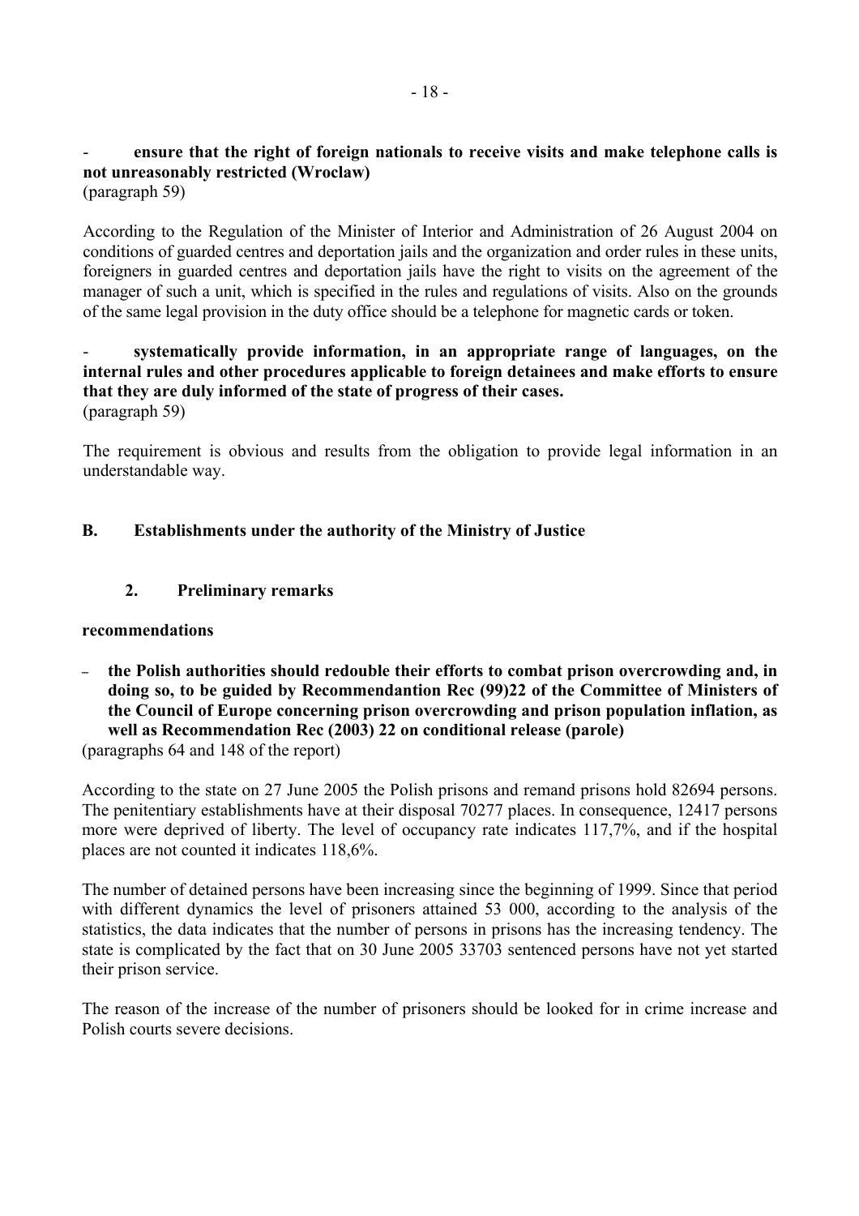- **ensure that the right of foreign nationals to receive visits and make telephone calls is not unreasonably restricted (Wroclaw)**
(paragraph 59)

According to the Regulation of the Minister of Interior and Administration of 26 August 2004 on conditions of guarded centres and deportation jails and the organization and order rules in these units, foreigners in guarded centres and deportation jails have the right to visits on the agreement of the manager of such a unit, which is specified in the rules and regulations of visits. Also on the grounds of the same legal provision in the duty office should be a telephone for magnetic cards or token.

- **systematically provide information, in an appropriate range of languages, on the internal rules and other procedures applicable to foreign detainees and make efforts to ensure that they are duly informed of the state of progress of their cases.**
(paragraph 59)

The requirement is obvious and results from the obligation to provide legal information in an understandable way.

## B. Establishments under the authority of the Ministry of Justice

### 2. Preliminary remarks

**recommendations**

- **the Polish authorities should redouble their efforts to combat prison overcrowding and, in doing so, to be guided by Recommendantion Rec (99)22 of the Committee of Ministers of the Council of Europe concerning prison overcrowding and prison population inflation, as well as Recommendation Rec (2003) 22 on conditional release (parole)**

(paragraphs 64 and 148 of the report)

According to the state on 27 June 2005 the Polish prisons and remand prisons hold 82694 persons. The penitentiary establishments have at their disposal 70277 places. In consequence, 12417 persons more were deprived of liberty. The level of occupancy rate indicates 117,7%, and if the hospital places are not counted it indicates 118,6%.

The number of detained persons have been increasing since the beginning of 1999. Since that period with different dynamics the level of prisoners attained 53 000, according to the analysis of the statistics, the data indicates that the number of persons in prisons has the increasing tendency. The state is complicated by the fact that on 30 June 2005 33703 sentenced persons have not yet started their prison service.

The reason of the increase of the number of prisoners should be looked for in crime increase and Polish courts severe decisions.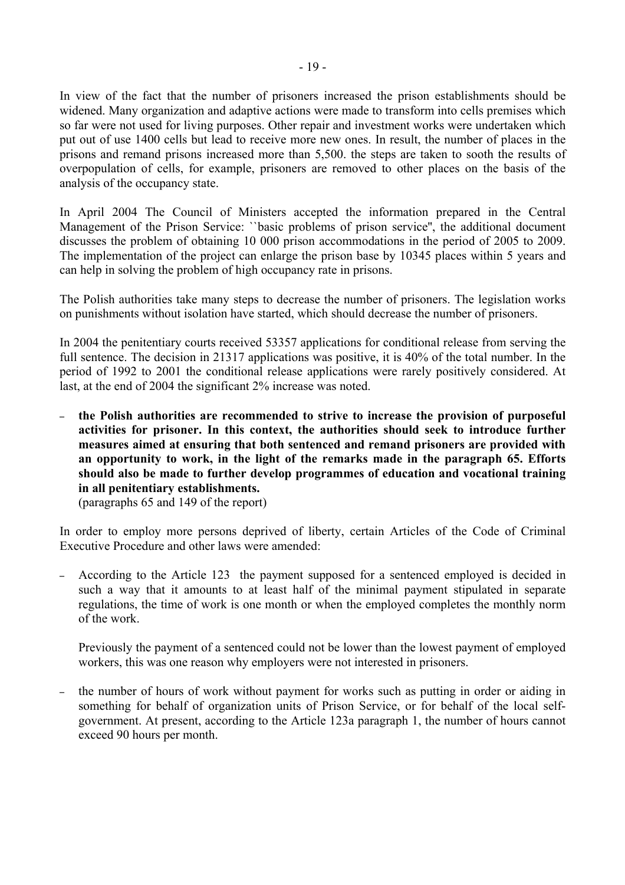In view of the fact that the number of prisoners increased the prison establishments should be widened. Many organization and adaptive actions were made to transform into cells premises which so far were not used for living purposes. Other repair and investment works were undertaken which put out of use 1400 cells but lead to receive more new ones. In result, the number of places in the prisons and remand prisons increased more than 5,500. the steps are taken to sooth the results of overpopulation of cells, for example, prisoners are removed to other places on the basis of the analysis of the occupancy state.

In April 2004 The Council of Ministers accepted the information prepared in the Central Management of the Prison Service: ``basic problems of prison service'', the additional document discusses the problem of obtaining 10 000 prison accommodations in the period of 2005 to 2009. The implementation of the project can enlarge the prison base by 10345 places within 5 years and can help in solving the problem of high occupancy rate in prisons.

The Polish authorities take many steps to decrease the number of prisoners. The legislation works on punishments without isolation have started, which should decrease the number of prisoners.

In 2004 the penitentiary courts received 53357 applications for conditional release from serving the full sentence. The decision in 21317 applications was positive, it is 40% of the total number. In the period of 1992 to 2001 the conditional release applications were rarely positively considered. At last, at the end of 2004 the significant 2% increase was noted.

- **the Polish authorities are recommended to strive to increase the provision of purposeful activities for prisoner. In this context, the authorities should seek to introduce further measures aimed at ensuring that both sentenced and remand prisoners are provided with an opportunity to work, in the light of the remarks made in the paragraph 65. Efforts should also be made to further develop programmes of education and vocational training in all penitentiary establishments.**
  (paragraphs 65 and 149 of the report)

In order to employ more persons deprived of liberty, certain Articles of the Code of Criminal Executive Procedure and other laws were amended:

- According to the Article 123 the payment supposed for a sentenced employed is decided in such a way that it amounts to at least half of the minimal payment stipulated in separate regulations, the time of work is one month or when the employed completes the monthly norm of the work.

  Previously the payment of a sentenced could not be lower than the lowest payment of employed workers, this was one reason why employers were not interested in prisoners.

- the number of hours of work without payment for works such as putting in order or aiding in something for behalf of organization units of Prison Service, or for behalf of the local self-government. At present, according to the Article 123a paragraph 1, the number of hours cannot exceed 90 hours per month.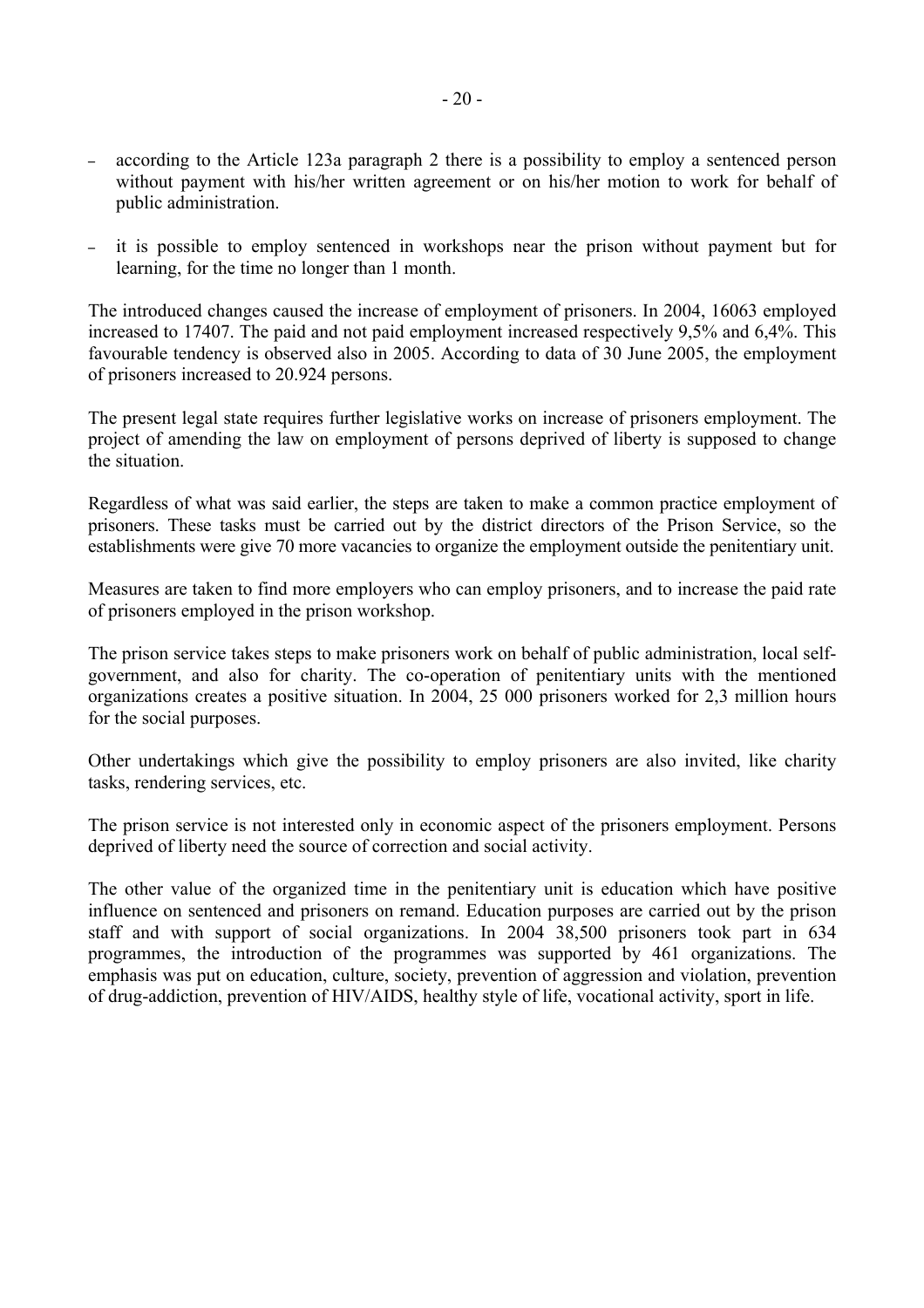- according to the Article 123a paragraph 2 there is a possibility to employ a sentenced person without payment with his/her written agreement or on his/her motion to work for behalf of public administration.

- it is possible to employ sentenced in workshops near the prison without payment but for learning, for the time no longer than 1 month.

The introduced changes caused the increase of employment of prisoners. In 2004, 16063 employed increased to 17407. The paid and not paid employment increased respectively 9,5% and 6,4%. This favourable tendency is observed also in 2005. According to data of 30 June 2005, the employment of prisoners increased to 20.924 persons.

The present legal state requires further legislative works on increase of prisoners employment. The project of amending the law on employment of persons deprived of liberty is supposed to change the situation.

Regardless of what was said earlier, the steps are taken to make a common practice employment of prisoners. These tasks must be carried out by the district directors of the Prison Service, so the establishments were give 70 more vacancies to organize the employment outside the penitentiary unit.

Measures are taken to find more employers who can employ prisoners, and to increase the paid rate of prisoners employed in the prison workshop.

The prison service takes steps to make prisoners work on behalf of public administration, local self-government, and also for charity. The co-operation of penitentiary units with the mentioned organizations creates a positive situation. In 2004, 25 000 prisoners worked for 2,3 million hours for the social purposes.

Other undertakings which give the possibility to employ prisoners are also invited, like charity tasks, rendering services, etc.

The prison service is not interested only in economic aspect of the prisoners employment. Persons deprived of liberty need the source of correction and social activity.

The other value of the organized time in the penitentiary unit is education which have positive influence on sentenced and prisoners on remand. Education purposes are carried out by the prison staff and with support of social organizations. In 2004 38,500 prisoners took part in 634 programmes, the introduction of the programmes was supported by 461 organizations. The emphasis was put on education, culture, society, prevention of aggression and violation, prevention of drug-addiction, prevention of HIV/AIDS, healthy style of life, vocational activity, sport in life.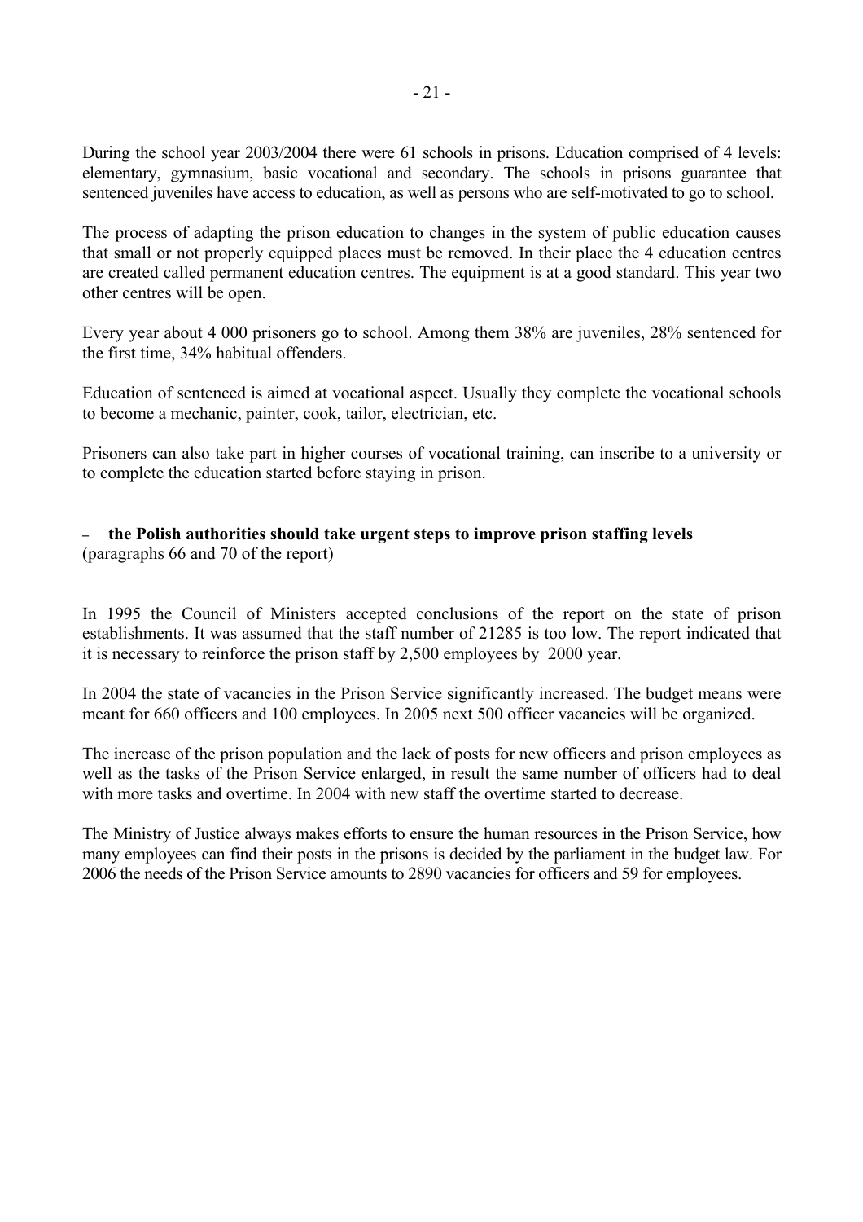During the school year 2003/2004 there were 61 schools in prisons. Education comprised of 4 levels: elementary, gymnasium, basic vocational and secondary. The schools in prisons guarantee that sentenced juveniles have access to education, as well as persons who are self-motivated to go to school.

The process of adapting the prison education to changes in the system of public education causes that small or not properly equipped places must be removed. In their place the 4 education centres are created called permanent education centres. The equipment is at a good standard. This year two other centres will be open.

Every year about 4 000 prisoners go to school. Among them 38% are juveniles, 28% sentenced for the first time, 34% habitual offenders.

Education of sentenced is aimed at vocational aspect. Usually they complete the vocational schools to become a mechanic, painter, cook, tailor, electrician, etc.

Prisoners can also take part in higher courses of vocational training, can inscribe to a university or to complete the education started before staying in prison.

– **the Polish authorities should take urgent steps to improve prison staffing levels** (paragraphs 66 and 70 of the report)

In 1995 the Council of Ministers accepted conclusions of the report on the state of prison establishments. It was assumed that the staff number of 21285 is too low. The report indicated that it is necessary to reinforce the prison staff by 2,500 employees by 2000 year.

In 2004 the state of vacancies in the Prison Service significantly increased. The budget means were meant for 660 officers and 100 employees. In 2005 next 500 officer vacancies will be organized.

The increase of the prison population and the lack of posts for new officers and prison employees as well as the tasks of the Prison Service enlarged, in result the same number of officers had to deal with more tasks and overtime. In 2004 with new staff the overtime started to decrease.

The Ministry of Justice always makes efforts to ensure the human resources in the Prison Service, how many employees can find their posts in the prisons is decided by the parliament in the budget law. For 2006 the needs of the Prison Service amounts to 2890 vacancies for officers and 59 for employees.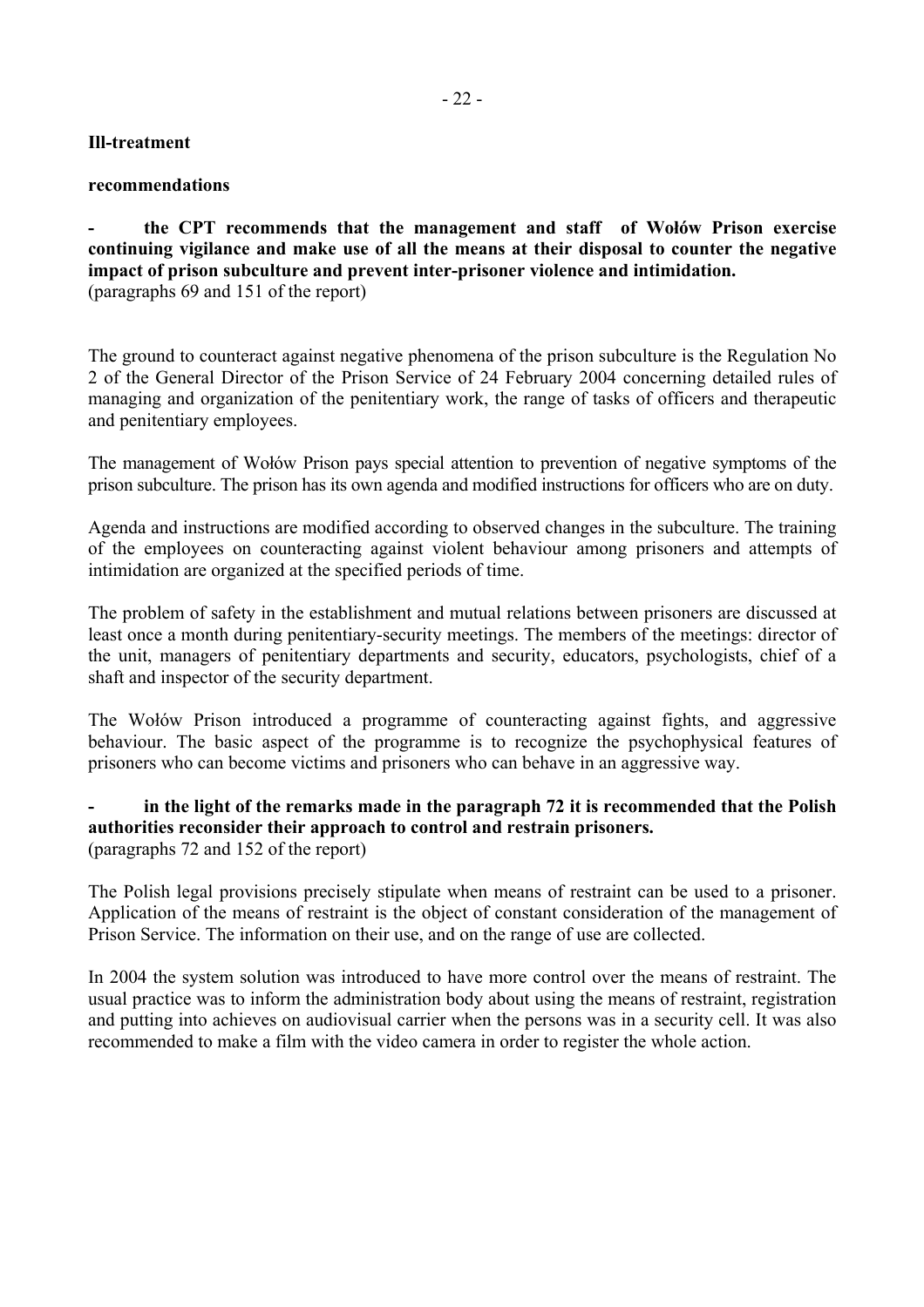**Ill-treatment**

**recommendations**

**- the CPT recommends that the management and staff of Wołów Prison exercise continuing vigilance and make use of all the means at their disposal to counter the negative impact of prison subculture and prevent inter-prisoner violence and intimidation.**
(paragraphs 69 and 151 of the report)

The ground to counteract against negative phenomena of the prison subculture is the Regulation No 2 of the General Director of the Prison Service of 24 February 2004 concerning detailed rules of managing and organization of the penitentiary work, the range of tasks of officers and therapeutic and penitentiary employees.

The management of Wołów Prison pays special attention to prevention of negative symptoms of the prison subculture. The prison has its own agenda and modified instructions for officers who are on duty.

Agenda and instructions are modified according to observed changes in the subculture. The training of the employees on counteracting against violent behaviour among prisoners and attempts of intimidation are organized at the specified periods of time.

The problem of safety in the establishment and mutual relations between prisoners are discussed at least once a month during penitentiary-security meetings. The members of the meetings: director of the unit, managers of penitentiary departments and security, educators, psychologists, chief of a shaft and inspector of the security department.

The Wołów Prison introduced a programme of counteracting against fights, and aggressive behaviour. The basic aspect of the programme is to recognize the psychophysical features of prisoners who can become victims and prisoners who can behave in an aggressive way.

**- in the light of the remarks made in the paragraph 72 it is recommended that the Polish authorities reconsider their approach to control and restrain prisoners.**
(paragraphs 72 and 152 of the report)

The Polish legal provisions precisely stipulate when means of restraint can be used to a prisoner. Application of the means of restraint is the object of constant consideration of the management of Prison Service. The information on their use, and on the range of use are collected.

In 2004 the system solution was introduced to have more control over the means of restraint. The usual practice was to inform the administration body about using the means of restraint, registration and putting into achieves on audiovisual carrier when the persons was in a security cell. It was also recommended to make a film with the video camera in order to register the whole action.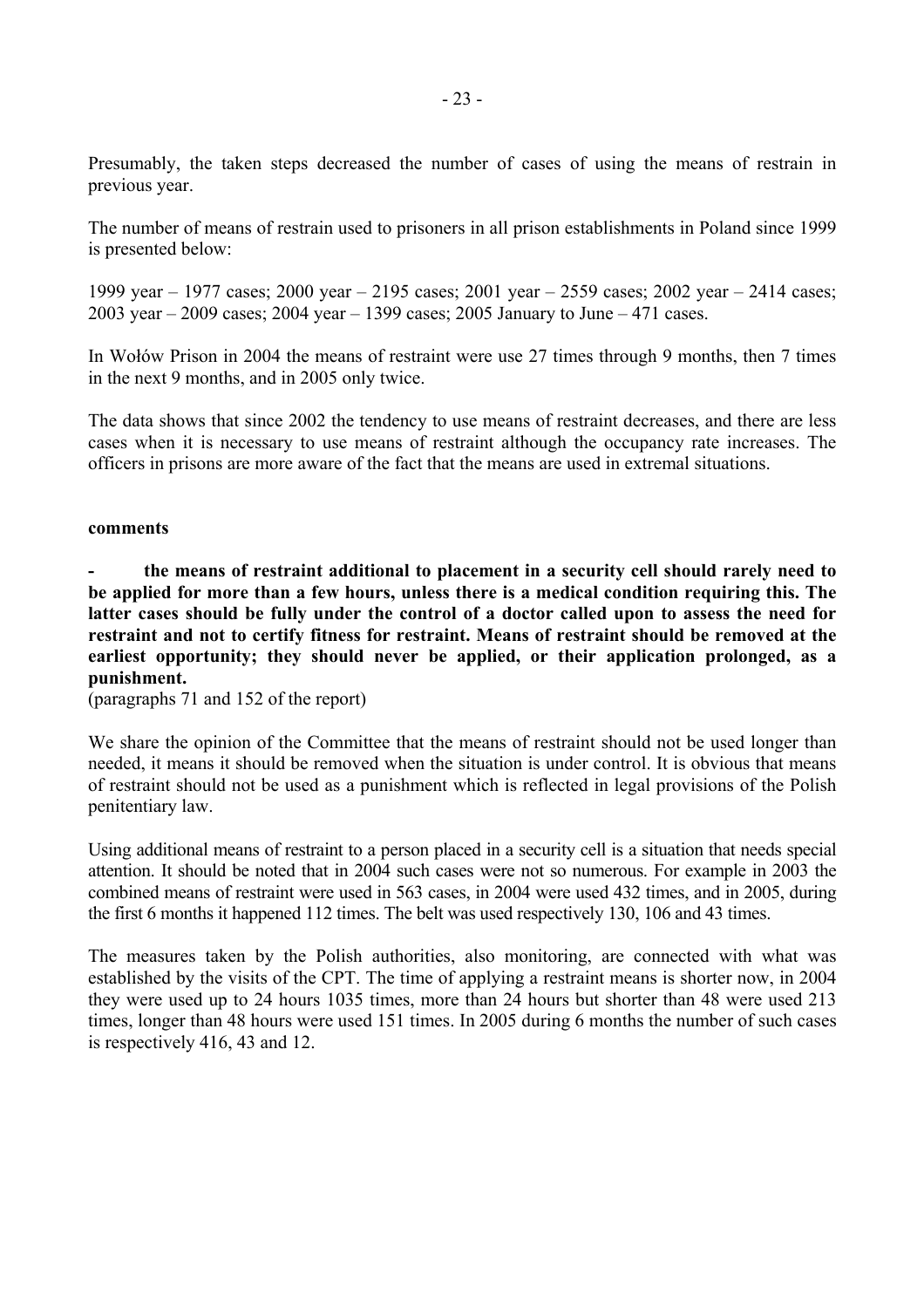Presumably, the taken steps decreased the number of cases of using the means of restrain in previous year.

The number of means of restrain used to prisoners in all prison establishments in Poland since 1999 is presented below:

1999 year – 1977 cases; 2000 year – 2195 cases; 2001 year – 2559 cases; 2002 year – 2414 cases; 2003 year – 2009 cases; 2004 year – 1399 cases; 2005 January to June – 471 cases.

In Wołów Prison in 2004 the means of restraint were use 27 times through 9 months, then 7 times in the next 9 months, and in 2005 only twice.

The data shows that since 2002 the tendency to use means of restraint decreases, and there are less cases when it is necessary to use means of restraint although the occupancy rate increases. The officers in prisons are more aware of the fact that the means are used in extremal situations.

**comments**

- **the means of restraint additional to placement in a security cell should rarely need to be applied for more than a few hours, unless there is a medical condition requiring this. The latter cases should be fully under the control of a doctor called upon to assess the need for restraint and not to certify fitness for restraint. Means of restraint should be removed at the earliest opportunity; they should never be applied, or their application prolonged, as a punishment.**

(paragraphs 71 and 152 of the report)

We share the opinion of the Committee that the means of restraint should not be used longer than needed, it means it should be removed when the situation is under control. It is obvious that means of restraint should not be used as a punishment which is reflected in legal provisions of the Polish penitentiary law.

Using additional means of restraint to a person placed in a security cell is a situation that needs special attention. It should be noted that in 2004 such cases were not so numerous. For example in 2003 the combined means of restraint were used in 563 cases, in 2004 were used 432 times, and in 2005, during the first 6 months it happened 112 times. The belt was used respectively 130, 106 and 43 times.

The measures taken by the Polish authorities, also monitoring, are connected with what was established by the visits of the CPT. The time of applying a restraint means is shorter now, in 2004 they were used up to 24 hours 1035 times, more than 24 hours but shorter than 48 were used 213 times, longer than 48 hours were used 151 times. In 2005 during 6 months the number of such cases is respectively 416, 43 and 12.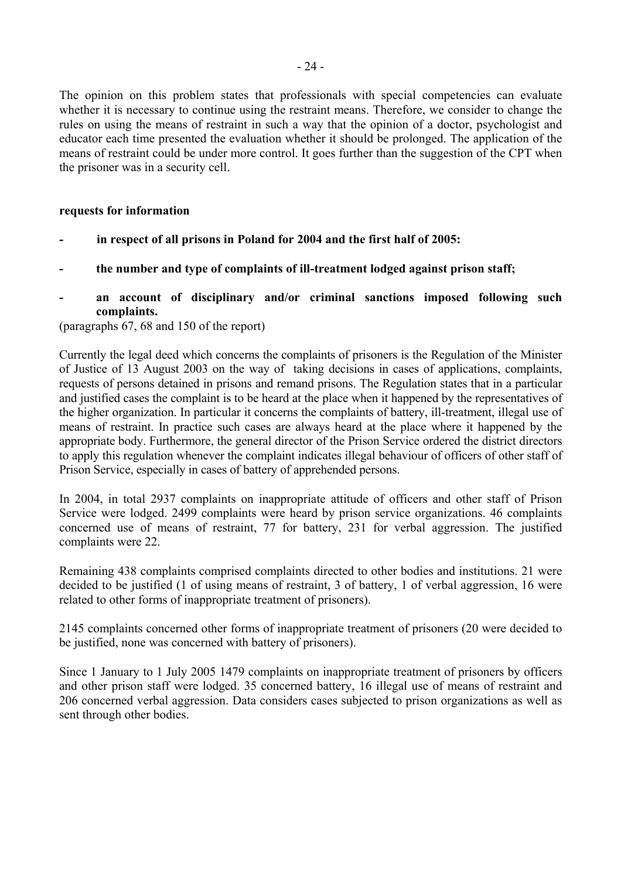The opinion on this problem states that professionals with special competencies can evaluate whether it is necessary to continue using the restraint means. Therefore, we consider to change the rules on using the means of restraint in such a way that the opinion of a doctor, psychologist and educator each time presented the evaluation whether it should be prolonged. The application of the means of restraint could be under more control. It goes further than the suggestion of the CPT when the prisoner was in a security cell.

**requests for information**

- **in respect of all prisons in Poland for 2004 and the first half of 2005:**
- **the number and type of complaints of ill-treatment lodged against prison staff;**
- **an account of disciplinary and/or criminal sanctions imposed following such complaints.**

(paragraphs 67, 68 and 150 of the report)

Currently the legal deed which concerns the complaints of prisoners is the Regulation of the Minister of Justice of 13 August 2003 on the way of taking decisions in cases of applications, complaints, requests of persons detained in prisons and remand prisons. The Regulation states that in a particular and justified cases the complaint is to be heard at the place when it happened by the representatives of the higher organization. In particular it concerns the complaints of battery, ill-treatment, illegal use of means of restraint. In practice such cases are always heard at the place where it happened by the appropriate body. Furthermore, the general director of the Prison Service ordered the district directors to apply this regulation whenever the complaint indicates illegal behaviour of officers of other staff of Prison Service, especially in cases of battery of apprehended persons.

In 2004, in total 2937 complaints on inappropriate attitude of officers and other staff of Prison Service were lodged. 2499 complaints were heard by prison service organizations. 46 complaints concerned use of means of restraint, 77 for battery, 231 for verbal aggression. The justified complaints were 22.

Remaining 438 complaints comprised complaints directed to other bodies and institutions. 21 were decided to be justified (1 of using means of restraint, 3 of battery, 1 of verbal aggression, 16 were related to other forms of inappropriate treatment of prisoners).

2145 complaints concerned other forms of inappropriate treatment of prisoners (20 were decided to be justified, none was concerned with battery of prisoners).

Since 1 January to 1 July 2005 1479 complaints on inappropriate treatment of prisoners by officers and other prison staff were lodged. 35 concerned battery, 16 illegal use of means of restraint and 206 concerned verbal aggression. Data considers cases subjected to prison organizations as well as sent through other bodies.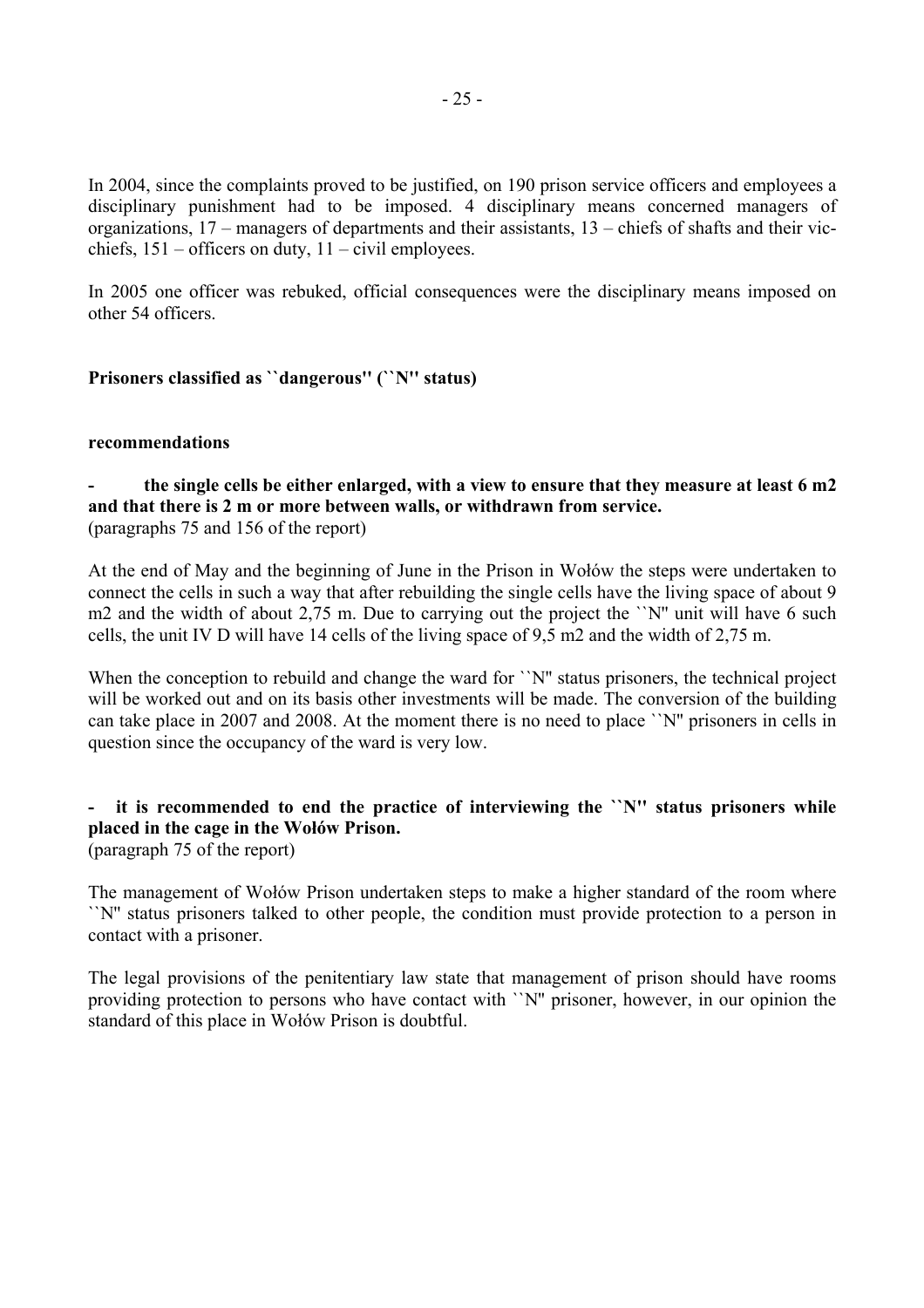In 2004, since the complaints proved to be justified, on 190 prison service officers and employees a disciplinary punishment had to be imposed. 4 disciplinary means concerned managers of organizations, 17 – managers of departments and their assistants, 13 – chiefs of shafts and their vic-chiefs, 151 – officers on duty, 11 – civil employees.

In 2005 one officer was rebuked, official consequences were the disciplinary means imposed on other 54 officers.

**Prisoners classified as ``dangerous'' (``N'' status)**

**recommendations**

**- the single cells be either enlarged, with a view to ensure that they measure at least 6 m2 and that there is 2 m or more between walls, or withdrawn from service.**
(paragraphs 75 and 156 of the report)

At the end of May and the beginning of June in the Prison in Wołów the steps were undertaken to connect the cells in such a way that after rebuilding the single cells have the living space of about 9 m2 and the width of about 2,75 m. Due to carrying out the project the ``N'' unit will have 6 such cells, the unit IV D will have 14 cells of the living space of 9,5 m2 and the width of 2,75 m.

When the conception to rebuild and change the ward for ``N'' status prisoners, the technical project will be worked out and on its basis other investments will be made. The conversion of the building can take place in 2007 and 2008. At the moment there is no need to place ``N'' prisoners in cells in question since the occupancy of the ward is very low.

**- it is recommended to end the practice of interviewing the ``N'' status prisoners while placed in the cage in the Wołów Prison.**
(paragraph 75 of the report)

The management of Wołów Prison undertaken steps to make a higher standard of the room where ``N'' status prisoners talked to other people, the condition must provide protection to a person in contact with a prisoner.

The legal provisions of the penitentiary law state that management of prison should have rooms providing protection to persons who have contact with ``N'' prisoner, however, in our opinion the standard of this place in Wołów Prison is doubtful.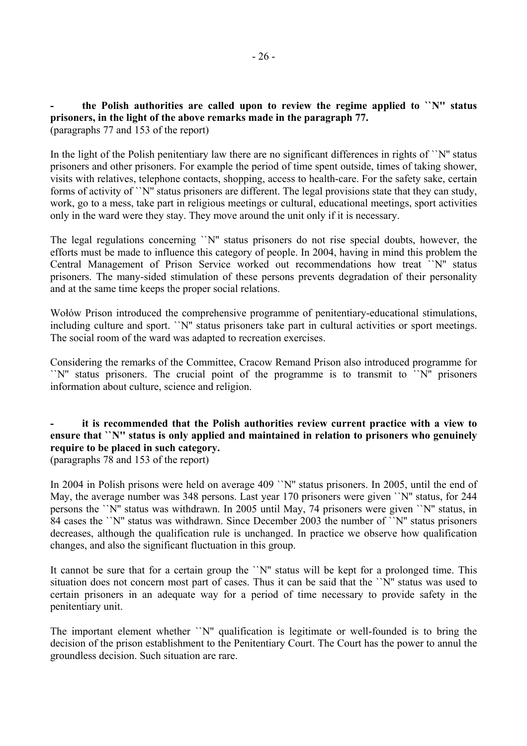**- the Polish authorities are called upon to review the regime applied to ``N'' status prisoners, in the light of the above remarks made in the paragraph 77.**
(paragraphs 77 and 153 of the report)

In the light of the Polish penitentiary law there are no significant differences in rights of ``N'' status prisoners and other prisoners. For example the period of time spent outside, times of taking shower, visits with relatives, telephone contacts, shopping, access to health-care. For the safety sake, certain forms of activity of ``N'' status prisoners are different. The legal provisions state that they can study, work, go to a mess, take part in religious meetings or cultural, educational meetings, sport activities only in the ward were they stay. They move around the unit only if it is necessary.

The legal regulations concerning ``N'' status prisoners do not rise special doubts, however, the efforts must be made to influence this category of people. In 2004, having in mind this problem the Central Management of Prison Service worked out recommendations how treat ``N'' status prisoners. The many-sided stimulation of these persons prevents degradation of their personality and at the same time keeps the proper social relations.

Wołów Prison introduced the comprehensive programme of penitentiary-educational stimulations, including culture and sport. ``N'' status prisoners take part in cultural activities or sport meetings. The social room of the ward was adapted to recreation exercises.

Considering the remarks of the Committee, Cracow Remand Prison also introduced programme for ``N'' status prisoners. The crucial point of the programme is to transmit to ``N'' prisoners information about culture, science and religion.

**- it is recommended that the Polish authorities review current practice with a view to ensure that ``N'' status is only applied and maintained in relation to prisoners who genuinely require to be placed in such category.**
(paragraphs 78 and 153 of the report)

In 2004 in Polish prisons were held on average 409 ``N'' status prisoners. In 2005, until the end of May, the average number was 348 persons. Last year 170 prisoners were given ``N'' status, for 244 persons the ``N'' status was withdrawn. In 2005 until May, 74 prisoners were given ``N'' status, in 84 cases the ``N'' status was withdrawn. Since December 2003 the number of ``N'' status prisoners decreases, although the qualification rule is unchanged. In practice we observe how qualification changes, and also the significant fluctuation in this group.

It cannot be sure that for a certain group the ``N'' status will be kept for a prolonged time. This situation does not concern most part of cases. Thus it can be said that the ``N'' status was used to certain prisoners in an adequate way for a period of time necessary to provide safety in the penitentiary unit.

The important element whether ``N'' qualification is legitimate or well-founded is to bring the decision of the prison establishment to the Penitentiary Court. The Court has the power to annul the groundless decision. Such situation are rare.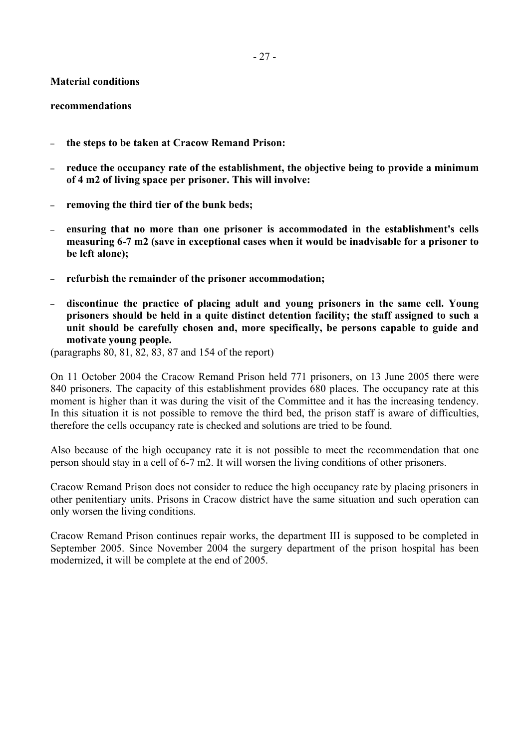**Material conditions**

**recommendations**

- **the steps to be taken at Cracow Remand Prison:**
- **reduce the occupancy rate of the establishment, the objective being to provide a minimum of 4 m2 of living space per prisoner. This will involve:**
- **removing the third tier of the bunk beds;**
- **ensuring that no more than one prisoner is accommodated in the establishment's cells measuring 6-7 m2 (save in exceptional cases when it would be inadvisable for a prisoner to be left alone);**
- **refurbish the remainder of the prisoner accommodation;**
- **discontinue the practice of placing adult and young prisoners in the same cell. Young prisoners should be held in a quite distinct detention facility; the staff assigned to such a unit should be carefully chosen and, more specifically, be persons capable to guide and motivate young people.**

(paragraphs 80, 81, 82, 83, 87 and 154 of the report)

On 11 October 2004 the Cracow Remand Prison held 771 prisoners, on 13 June 2005 there were 840 prisoners. The capacity of this establishment provides 680 places. The occupancy rate at this moment is higher than it was during the visit of the Committee and it has the increasing tendency. In this situation it is not possible to remove the third bed, the prison staff is aware of difficulties, therefore the cells occupancy rate is checked and solutions are tried to be found.

Also because of the high occupancy rate it is not possible to meet the recommendation that one person should stay in a cell of 6-7 m2. It will worsen the living conditions of other prisoners.

Cracow Remand Prison does not consider to reduce the high occupancy rate by placing prisoners in other penitentiary units. Prisons in Cracow district have the same situation and such operation can only worsen the living conditions.

Cracow Remand Prison continues repair works, the department III is supposed to be completed in September 2005. Since November 2004 the surgery department of the prison hospital has been modernized, it will be complete at the end of 2005.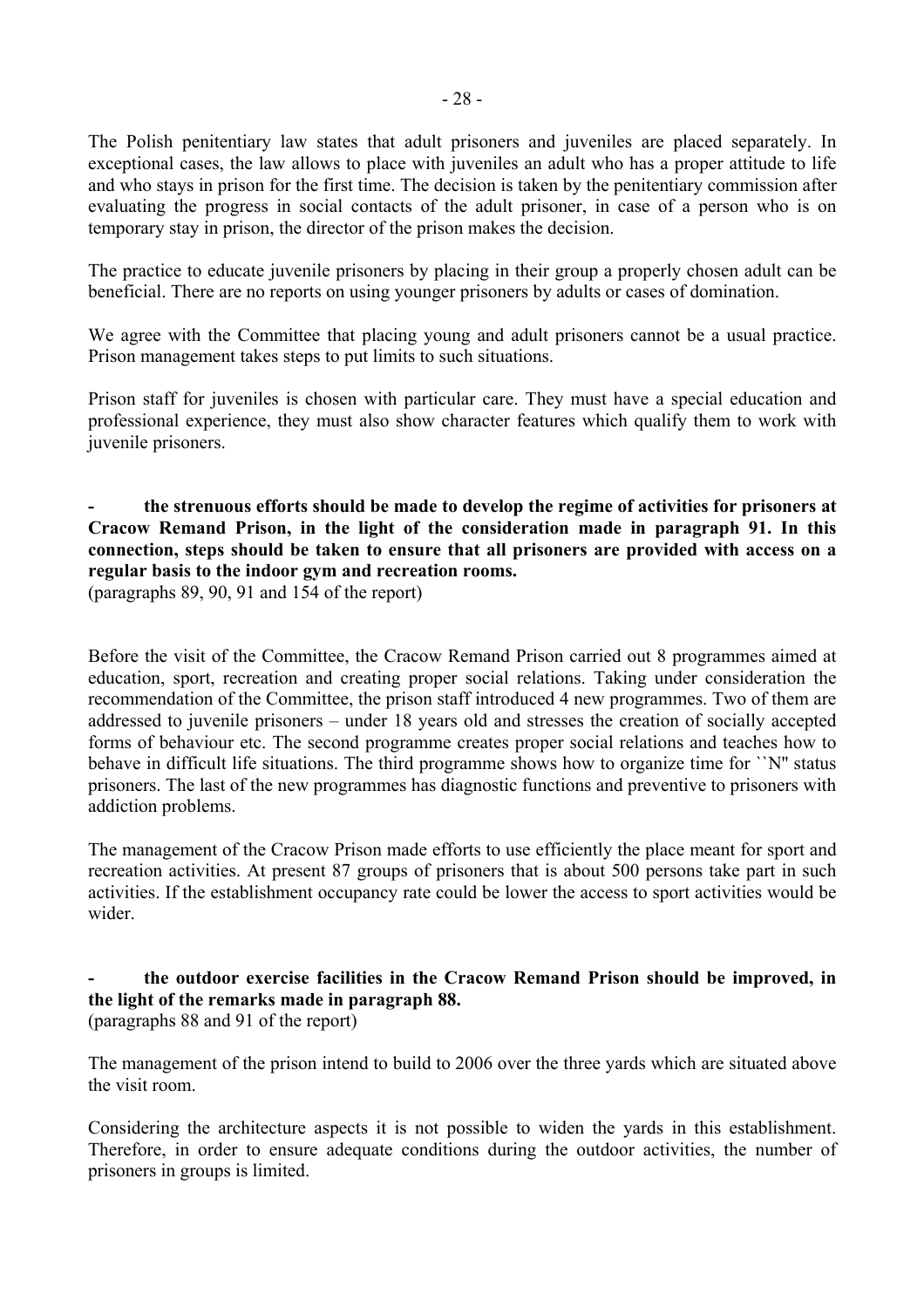The Polish penitentiary law states that adult prisoners and juveniles are placed separately. In exceptional cases, the law allows to place with juveniles an adult who has a proper attitude to life and who stays in prison for the first time. The decision is taken by the penitentiary commission after evaluating the progress in social contacts of the adult prisoner, in case of a person who is on temporary stay in prison, the director of the prison makes the decision.

The practice to educate juvenile prisoners by placing in their group a properly chosen adult can be beneficial. There are no reports on using younger prisoners by adults or cases of domination.

We agree with the Committee that placing young and adult prisoners cannot be a usual practice. Prison management takes steps to put limits to such situations.

Prison staff for juveniles is chosen with particular care. They must have a special education and professional experience, they must also show character features which qualify them to work with juvenile prisoners.

**- the strenuous efforts should be made to develop the regime of activities for prisoners at Cracow Remand Prison, in the light of the consideration made in paragraph 91. In this connection, steps should be taken to ensure that all prisoners are provided with access on a regular basis to the indoor gym and recreation rooms.**
(paragraphs 89, 90, 91 and 154 of the report)

Before the visit of the Committee, the Cracow Remand Prison carried out 8 programmes aimed at education, sport, recreation and creating proper social relations. Taking under consideration the recommendation of the Committee, the prison staff introduced 4 new programmes. Two of them are addressed to juvenile prisoners – under 18 years old and stresses the creation of socially accepted forms of behaviour etc. The second programme creates proper social relations and teaches how to behave in difficult life situations. The third programme shows how to organize time for ``N'' status prisoners. The last of the new programmes has diagnostic functions and preventive to prisoners with addiction problems.

The management of the Cracow Prison made efforts to use efficiently the place meant for sport and recreation activities. At present 87 groups of prisoners that is about 500 persons take part in such activities. If the establishment occupancy rate could be lower the access to sport activities would be wider.

**- the outdoor exercise facilities in the Cracow Remand Prison should be improved, in the light of the remarks made in paragraph 88.**
(paragraphs 88 and 91 of the report)

The management of the prison intend to build to 2006 over the three yards which are situated above the visit room.

Considering the architecture aspects it is not possible to widen the yards in this establishment. Therefore, in order to ensure adequate conditions during the outdoor activities, the number of prisoners in groups is limited.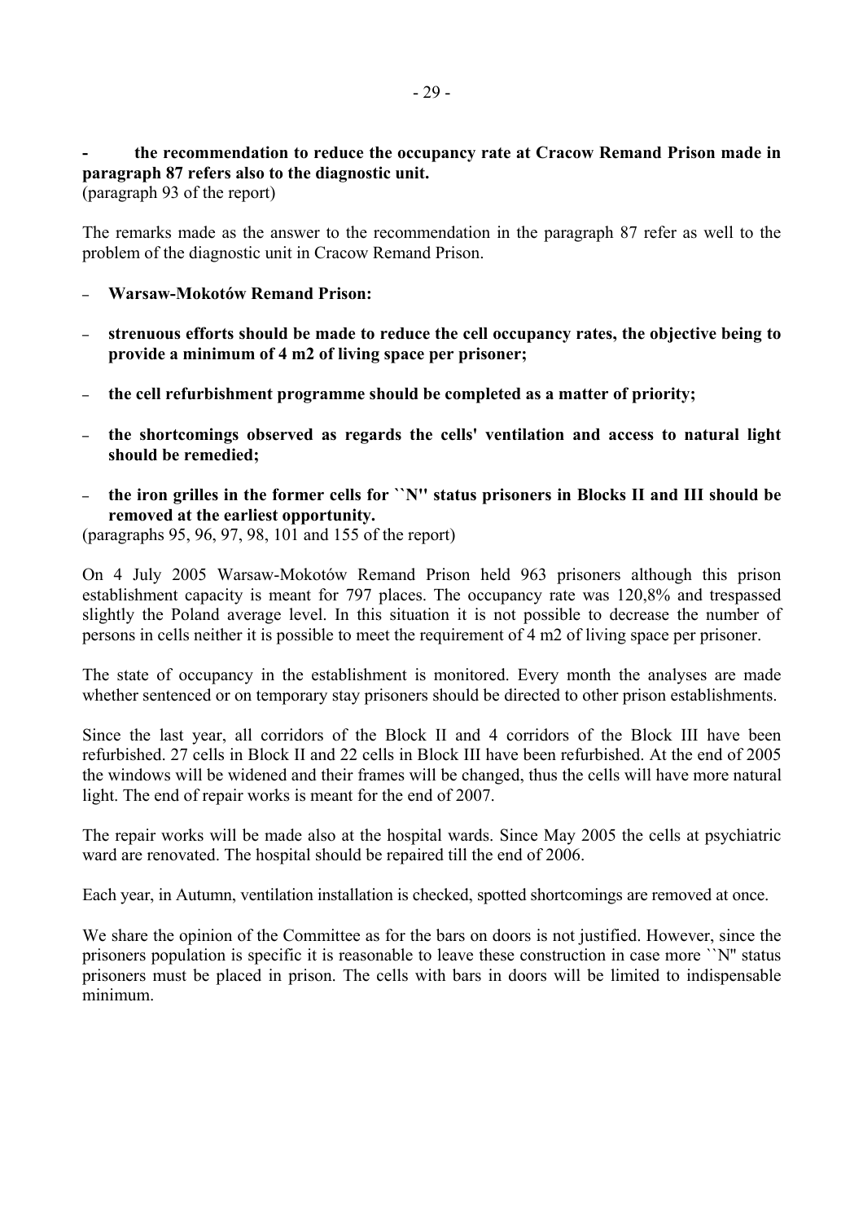- **the recommendation to reduce the occupancy rate at Cracow Remand Prison made in paragraph 87 refers also to the diagnostic unit.**
(paragraph 93 of the report)

The remarks made as the answer to the recommendation in the paragraph 87 refer as well to the problem of the diagnostic unit in Cracow Remand Prison.

- **Warsaw-Mokotów Remand Prison:**
- **strenuous efforts should be made to reduce the cell occupancy rates, the objective being to provide a minimum of 4 m2 of living space per prisoner;**
- **the cell refurbishment programme should be completed as a matter of priority;**
- **the shortcomings observed as regards the cells' ventilation and access to natural light should be remedied;**
- **the iron grilles in the former cells for ``N'' status prisoners in Blocks II and III should be removed at the earliest opportunity.**

(paragraphs 95, 96, 97, 98, 101 and 155 of the report)

On 4 July 2005 Warsaw-Mokotów Remand Prison held 963 prisoners although this prison establishment capacity is meant for 797 places. The occupancy rate was 120,8% and trespassed slightly the Poland average level. In this situation it is not possible to decrease the number of persons in cells neither it is possible to meet the requirement of 4 m2 of living space per prisoner.

The state of occupancy in the establishment is monitored. Every month the analyses are made whether sentenced or on temporary stay prisoners should be directed to other prison establishments.

Since the last year, all corridors of the Block II and 4 corridors of the Block III have been refurbished. 27 cells in Block II and 22 cells in Block III have been refurbished. At the end of 2005 the windows will be widened and their frames will be changed, thus the cells will have more natural light. The end of repair works is meant for the end of 2007.

The repair works will be made also at the hospital wards. Since May 2005 the cells at psychiatric ward are renovated. The hospital should be repaired till the end of 2006.

Each year, in Autumn, ventilation installation is checked, spotted shortcomings are removed at once.

We share the opinion of the Committee as for the bars on doors is not justified. However, since the prisoners population is specific it is reasonable to leave these construction in case more ``N'' status prisoners must be placed in prison. The cells with bars in doors will be limited to indispensable minimum.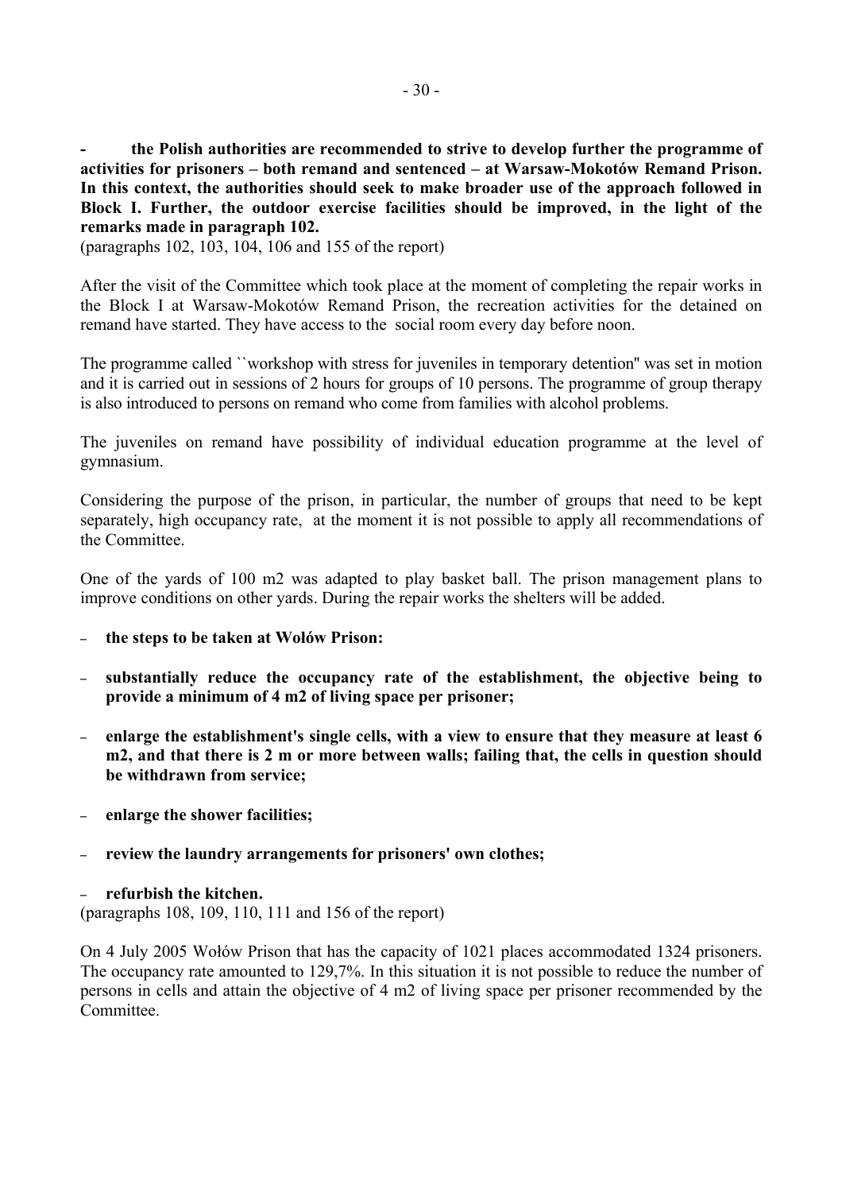**- the Polish authorities are recommended to strive to develop further the programme of activities for prisoners – both remand and sentenced – at Warsaw-Mokotów Remand Prison. In this context, the authorities should seek to make broader use of the approach followed in Block I. Further, the outdoor exercise facilities should be improved, in the light of the remarks made in paragraph 102.**
(paragraphs 102, 103, 104, 106 and 155 of the report)

After the visit of the Committee which took place at the moment of completing the repair works in the Block I at Warsaw-Mokotów Remand Prison, the recreation activities for the detained on remand have started. They have access to the social room every day before noon.

The programme called ``workshop with stress for juveniles in temporary detention'' was set in motion and it is carried out in sessions of 2 hours for groups of 10 persons. The programme of group therapy is also introduced to persons on remand who come from families with alcohol problems.

The juveniles on remand have possibility of individual education programme at the level of gymnasium.

Considering the purpose of the prison, in particular, the number of groups that need to be kept separately, high occupancy rate, at the moment it is not possible to apply all recommendations of the Committee.

One of the yards of 100 m2 was adapted to play basket ball. The prison management plans to improve conditions on other yards. During the repair works the shelters will be added.

- **the steps to be taken at Wołów Prison:**
- **substantially reduce the occupancy rate of the establishment, the objective being to provide a minimum of 4 m2 of living space per prisoner;**
- **enlarge the establishment's single cells, with a view to ensure that they measure at least 6 m2, and that there is 2 m or more between walls; failing that, the cells in question should be withdrawn from service;**
- **enlarge the shower facilities;**
- **review the laundry arrangements for prisoners' own clothes;**
- **refurbish the kitchen.**

(paragraphs 108, 109, 110, 111 and 156 of the report)

On 4 July 2005 Wołów Prison that has the capacity of 1021 places accommodated 1324 prisoners. The occupancy rate amounted to 129,7%. In this situation it is not possible to reduce the number of persons in cells and attain the objective of 4 m2 of living space per prisoner recommended by the Committee.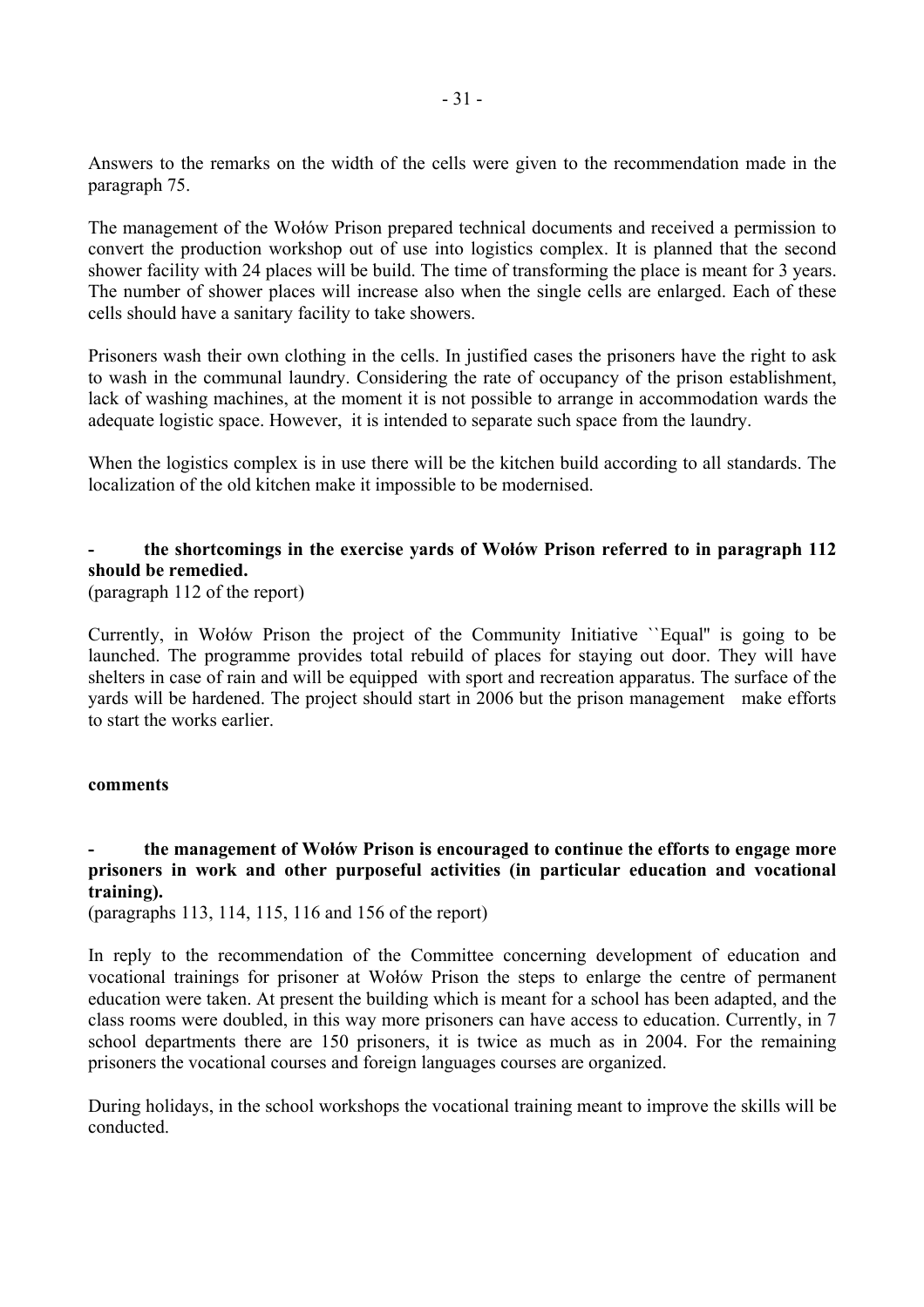Answers to the remarks on the width of the cells were given to the recommendation made in the paragraph 75.

The management of the Wołów Prison prepared technical documents and received a permission to convert the production workshop out of use into logistics complex. It is planned that the second shower facility with 24 places will be build. The time of transforming the place is meant for 3 years. The number of shower places will increase also when the single cells are enlarged. Each of these cells should have a sanitary facility to take showers.

Prisoners wash their own clothing in the cells. In justified cases the prisoners have the right to ask to wash in the communal laundry. Considering the rate of occupancy of the prison establishment, lack of washing machines, at the moment it is not possible to arrange in accommodation wards the adequate logistic space. However, it is intended to separate such space from the laundry.

When the logistics complex is in use there will be the kitchen build according to all standards. The localization of the old kitchen make it impossible to be modernised.

**- the shortcomings in the exercise yards of Wołów Prison referred to in paragraph 112 should be remedied.**
(paragraph 112 of the report)

Currently, in Wołów Prison the project of the Community Initiative ``Equal'' is going to be launched. The programme provides total rebuild of places for staying out door. They will have shelters in case of rain and will be equipped with sport and recreation apparatus. The surface of the yards will be hardened. The project should start in 2006 but the prison management make efforts to start the works earlier.

**comments**

**- the management of Wołów Prison is encouraged to continue the efforts to engage more prisoners in work and other purposeful activities (in particular education and vocational training).**
(paragraphs 113, 114, 115, 116 and 156 of the report)

In reply to the recommendation of the Committee concerning development of education and vocational trainings for prisoner at Wołów Prison the steps to enlarge the centre of permanent education were taken. At present the building which is meant for a school has been adapted, and the class rooms were doubled, in this way more prisoners can have access to education. Currently, in 7 school departments there are 150 prisoners, it is twice as much as in 2004. For the remaining prisoners the vocational courses and foreign languages courses are organized.

During holidays, in the school workshops the vocational training meant to improve the skills will be conducted.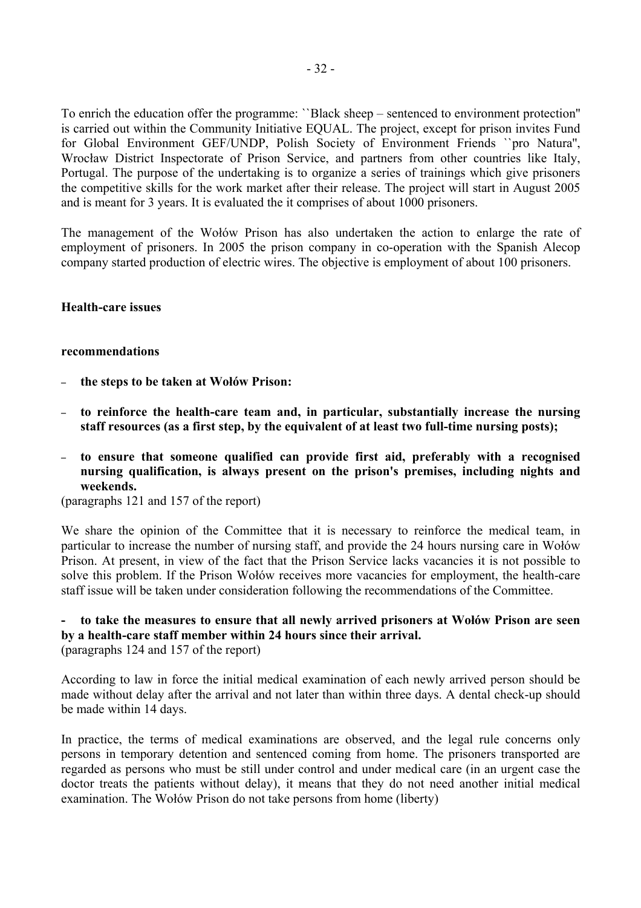To enrich the education offer the programme: ``Black sheep – sentenced to environment protection'' is carried out within the Community Initiative EQUAL. The project, except for prison invites Fund for Global Environment GEF/UNDP, Polish Society of Environment Friends ``pro Natura'', Wrocław District Inspectorate of Prison Service, and partners from other countries like Italy, Portugal. The purpose of the undertaking is to organize a series of trainings which give prisoners the competitive skills for the work market after their release. The project will start in August 2005 and is meant for 3 years. It is evaluated the it comprises of about 1000 prisoners.

The management of the Wołów Prison has also undertaken the action to enlarge the rate of employment of prisoners. In 2005 the prison company in co-operation with the Spanish Alecop company started production of electric wires. The objective is employment of about 100 prisoners.

**Health-care issues**

**recommendations**

- **the steps to be taken at Wołów Prison:**
- **to reinforce the health-care team and, in particular, substantially increase the nursing staff resources (as a first step, by the equivalent of at least two full-time nursing posts);**
- **to ensure that someone qualified can provide first aid, preferably with a recognised nursing qualification, is always present on the prison's premises, including nights and weekends.**

(paragraphs 121 and 157 of the report)

We share the opinion of the Committee that it is necessary to reinforce the medical team, in particular to increase the number of nursing staff, and provide the 24 hours nursing care in Wołów Prison. At present, in view of the fact that the Prison Service lacks vacancies it is not possible to solve this problem. If the Prison Wołów receives more vacancies for employment, the health-care staff issue will be taken under consideration following the recommendations of the Committee.

**- to take the measures to ensure that all newly arrived prisoners at Wołów Prison are seen by a health-care staff member within 24 hours since their arrival.**
(paragraphs 124 and 157 of the report)

According to law in force the initial medical examination of each newly arrived person should be made without delay after the arrival and not later than within three days. A dental check-up should be made within 14 days.

In practice, the terms of medical examinations are observed, and the legal rule concerns only persons in temporary detention and sentenced coming from home. The prisoners transported are regarded as persons who must be still under control and under medical care (in an urgent case the doctor treats the patients without delay), it means that they do not need another initial medical examination. The Wołów Prison do not take persons from home (liberty)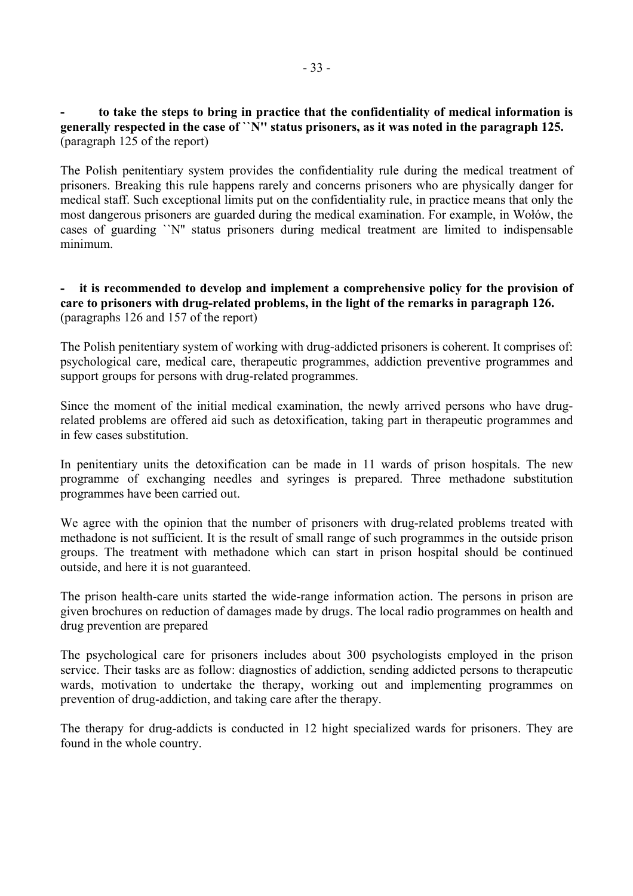**- to take the steps to bring in practice that the confidentiality of medical information is generally respected in the case of ``N'' status prisoners, as it was noted in the paragraph 125.** (paragraph 125 of the report)

The Polish penitentiary system provides the confidentiality rule during the medical treatment of prisoners. Breaking this rule happens rarely and concerns prisoners who are physically danger for medical staff. Such exceptional limits put on the confidentiality rule, in practice means that only the most dangerous prisoners are guarded during the medical examination. For example, in Wołów, the cases of guarding ``N'' status prisoners during medical treatment are limited to indispensable minimum.

**- it is recommended to develop and implement a comprehensive policy for the provision of care to prisoners with drug-related problems, in the light of the remarks in paragraph 126.** (paragraphs 126 and 157 of the report)

The Polish penitentiary system of working with drug-addicted prisoners is coherent. It comprises of: psychological care, medical care, therapeutic programmes, addiction preventive programmes and support groups for persons with drug-related programmes.

Since the moment of the initial medical examination, the newly arrived persons who have drug-related problems are offered aid such as detoxification, taking part in therapeutic programmes and in few cases substitution.

In penitentiary units the detoxification can be made in 11 wards of prison hospitals. The new programme of exchanging needles and syringes is prepared. Three methadone substitution programmes have been carried out.

We agree with the opinion that the number of prisoners with drug-related problems treated with methadone is not sufficient. It is the result of small range of such programmes in the outside prison groups. The treatment with methadone which can start in prison hospital should be continued outside, and here it is not guaranteed.

The prison health-care units started the wide-range information action. The persons in prison are given brochures on reduction of damages made by drugs. The local radio programmes on health and drug prevention are prepared

The psychological care for prisoners includes about 300 psychologists employed in the prison service. Their tasks are as follow: diagnostics of addiction, sending addicted persons to therapeutic wards, motivation to undertake the therapy, working out and implementing programmes on prevention of drug-addiction, and taking care after the therapy.

The therapy for drug-addicts is conducted in 12 hight specialized wards for prisoners. They are found in the whole country.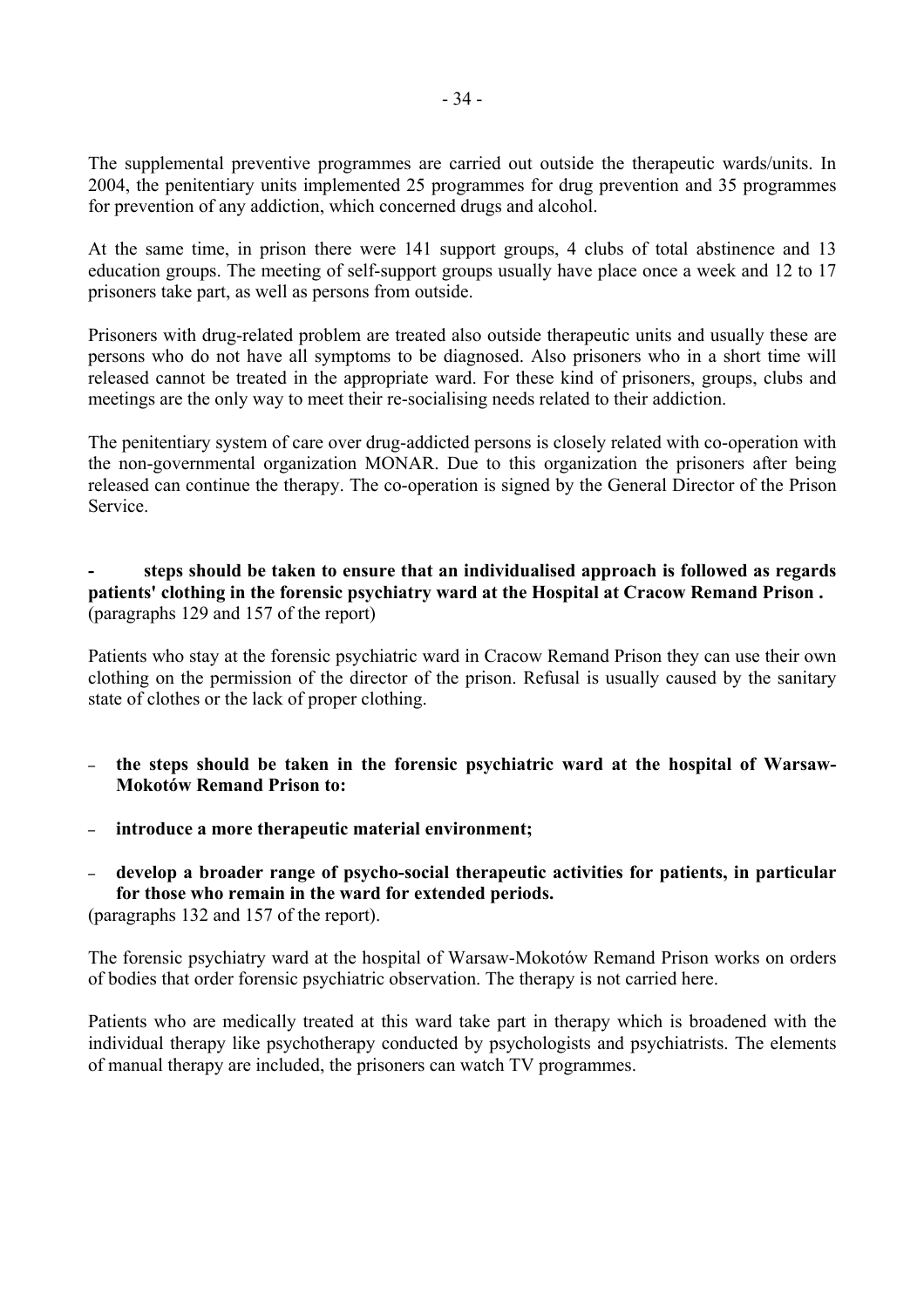The supplemental preventive programmes are carried out outside the therapeutic wards/units. In 2004, the penitentiary units implemented 25 programmes for drug prevention and 35 programmes for prevention of any addiction, which concerned drugs and alcohol.

At the same time, in prison there were 141 support groups, 4 clubs of total abstinence and 13 education groups. The meeting of self-support groups usually have place once a week and 12 to 17 prisoners take part, as well as persons from outside.

Prisoners with drug-related problem are treated also outside therapeutic units and usually these are persons who do not have all symptoms to be diagnosed. Also prisoners who in a short time will released cannot be treated in the appropriate ward. For these kind of prisoners, groups, clubs and meetings are the only way to meet their re-socialising needs related to their addiction.

The penitentiary system of care over drug-addicted persons is closely related with co-operation with the non-governmental organization MONAR. Due to this organization the prisoners after being released can continue the therapy. The co-operation is signed by the General Director of the Prison Service.

- **steps should be taken to ensure that an individualised approach is followed as regards patients' clothing in the forensic psychiatry ward at the Hospital at Cracow Remand Prison .** (paragraphs 129 and 157 of the report)

Patients who stay at the forensic psychiatric ward in Cracow Remand Prison they can use their own clothing on the permission of the director of the prison. Refusal is usually caused by the sanitary state of clothes or the lack of proper clothing.

- **the steps should be taken in the forensic psychiatric ward at the hospital of Warsaw-Mokotów Remand Prison to:**
- **introduce a more therapeutic material environment;**
- **develop a broader range of psycho-social therapeutic activities for patients, in particular for those who remain in the ward for extended periods.**

(paragraphs 132 and 157 of the report).

The forensic psychiatry ward at the hospital of Warsaw-Mokotów Remand Prison works on orders of bodies that order forensic psychiatric observation. The therapy is not carried here.

Patients who are medically treated at this ward take part in therapy which is broadened with the individual therapy like psychotherapy conducted by psychologists and psychiatrists. The elements of manual therapy are included, the prisoners can watch TV programmes.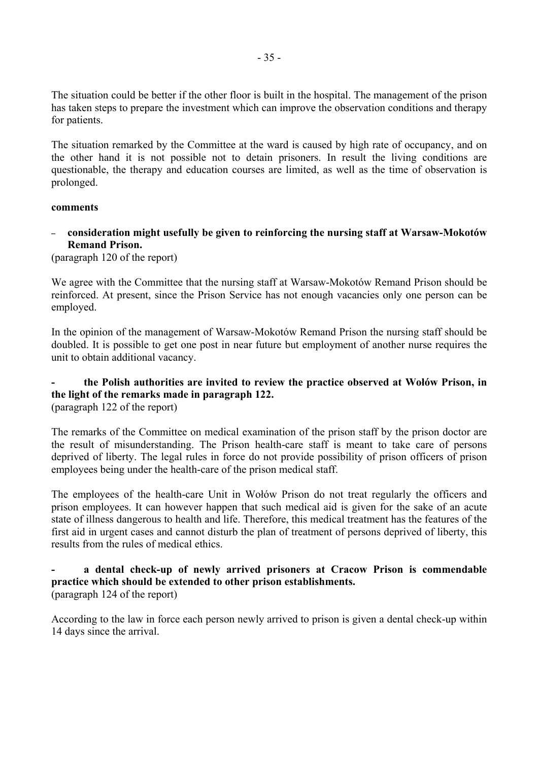The situation could be better if the other floor is built in the hospital. The management of the prison has taken steps to prepare the investment which can improve the observation conditions and therapy for patients.

The situation remarked by the Committee at the ward is caused by high rate of occupancy, and on the other hand it is not possible not to detain prisoners. In result the living conditions are questionable, the therapy and education courses are limited, as well as the time of observation is prolonged.

**comments**

- **consideration might usefully be given to reinforcing the nursing staff at Warsaw-Mokotów Remand Prison.**

(paragraph 120 of the report)

We agree with the Committee that the nursing staff at Warsaw-Mokotów Remand Prison should be reinforced. At present, since the Prison Service has not enough vacancies only one person can be employed.

In the opinion of the management of Warsaw-Mokotów Remand Prison the nursing staff should be doubled. It is possible to get one post in near future but employment of another nurse requires the unit to obtain additional vacancy.

- **the Polish authorities are invited to review the practice observed at Wołów Prison, in the light of the remarks made in paragraph 122.**

(paragraph 122 of the report)

The remarks of the Committee on medical examination of the prison staff by the prison doctor are the result of misunderstanding. The Prison health-care staff is meant to take care of persons deprived of liberty. The legal rules in force do not provide possibility of prison officers of prison employees being under the health-care of the prison medical staff.

The employees of the health-care Unit in Wołów Prison do not treat regularly the officers and prison employees. It can however happen that such medical aid is given for the sake of an acute state of illness dangerous to health and life. Therefore, this medical treatment has the features of the first aid in urgent cases and cannot disturb the plan of treatment of persons deprived of liberty, this results from the rules of medical ethics.

- **a dental check-up of newly arrived prisoners at Cracow Prison is commendable practice which should be extended to other prison establishments.**

(paragraph 124 of the report)

According to the law in force each person newly arrived to prison is given a dental check-up within 14 days since the arrival.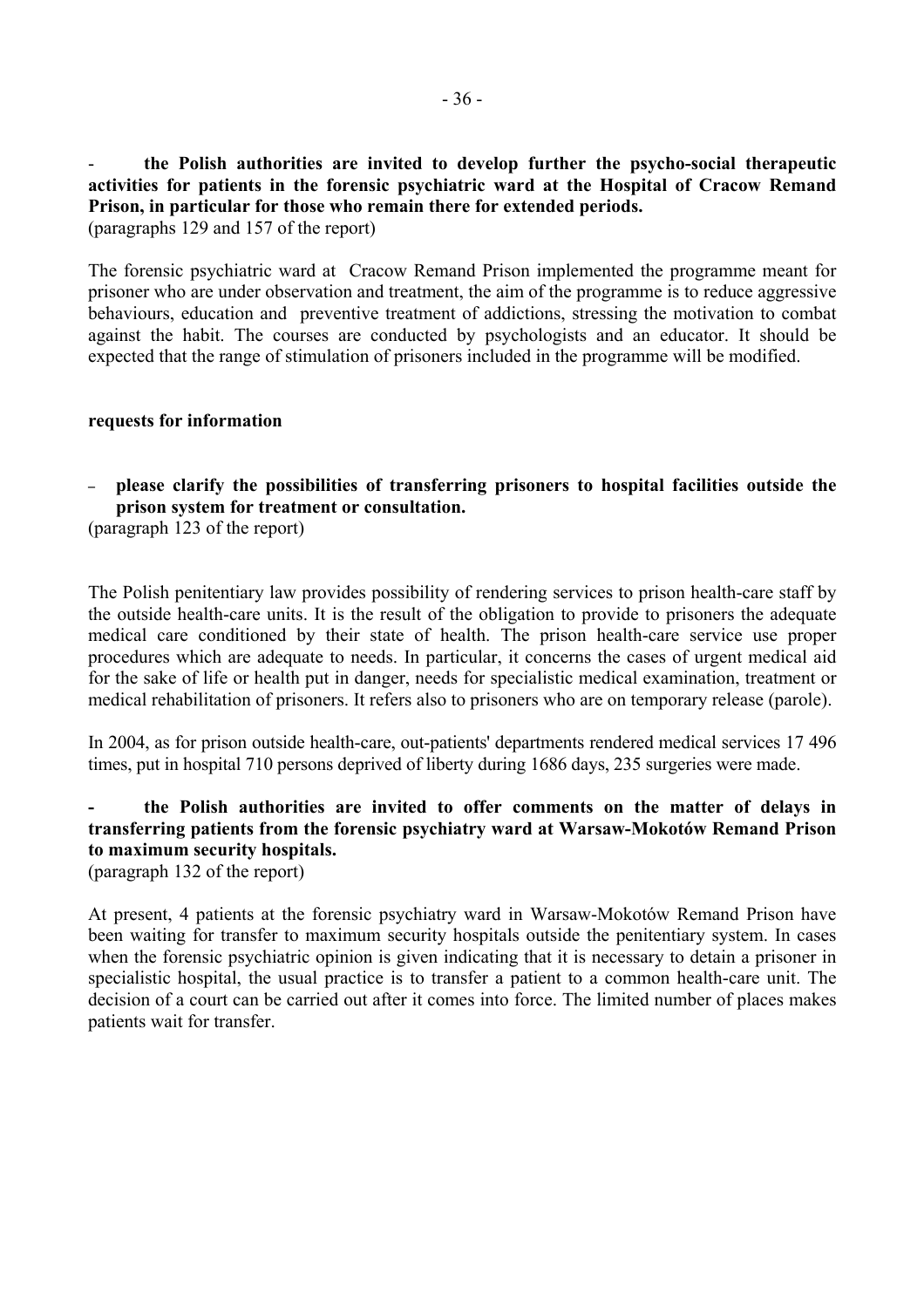- **the Polish authorities are invited to develop further the psycho-social therapeutic activities for patients in the forensic psychiatric ward at the Hospital of Cracow Remand Prison, in particular for those who remain there for extended periods.**
(paragraphs 129 and 157 of the report)

The forensic psychiatric ward at Cracow Remand Prison implemented the programme meant for prisoner who are under observation and treatment, the aim of the programme is to reduce aggressive behaviours, education and preventive treatment of addictions, stressing the motivation to combat against the habit. The courses are conducted by psychologists and an educator. It should be expected that the range of stimulation of prisoners included in the programme will be modified.

**requests for information**

- **please clarify the possibilities of transferring prisoners to hospital facilities outside the prison system for treatment or consultation.**
(paragraph 123 of the report)

The Polish penitentiary law provides possibility of rendering services to prison health-care staff by the outside health-care units. It is the result of the obligation to provide to prisoners the adequate medical care conditioned by their state of health. The prison health-care service use proper procedures which are adequate to needs. In particular, it concerns the cases of urgent medical aid for the sake of life or health put in danger, needs for specialistic medical examination, treatment or medical rehabilitation of prisoners. It refers also to prisoners who are on temporary release (parole).

In 2004, as for prison outside health-care, out-patients' departments rendered medical services 17 496 times, put in hospital 710 persons deprived of liberty during 1686 days, 235 surgeries were made.

- **the Polish authorities are invited to offer comments on the matter of delays in transferring patients from the forensic psychiatry ward at Warsaw-Mokotów Remand Prison to maximum security hospitals.**
(paragraph 132 of the report)

At present, 4 patients at the forensic psychiatry ward in Warsaw-Mokotów Remand Prison have been waiting for transfer to maximum security hospitals outside the penitentiary system. In cases when the forensic psychiatric opinion is given indicating that it is necessary to detain a prisoner in specialistic hospital, the usual practice is to transfer a patient to a common health-care unit. The decision of a court can be carried out after it comes into force. The limited number of places makes patients wait for transfer.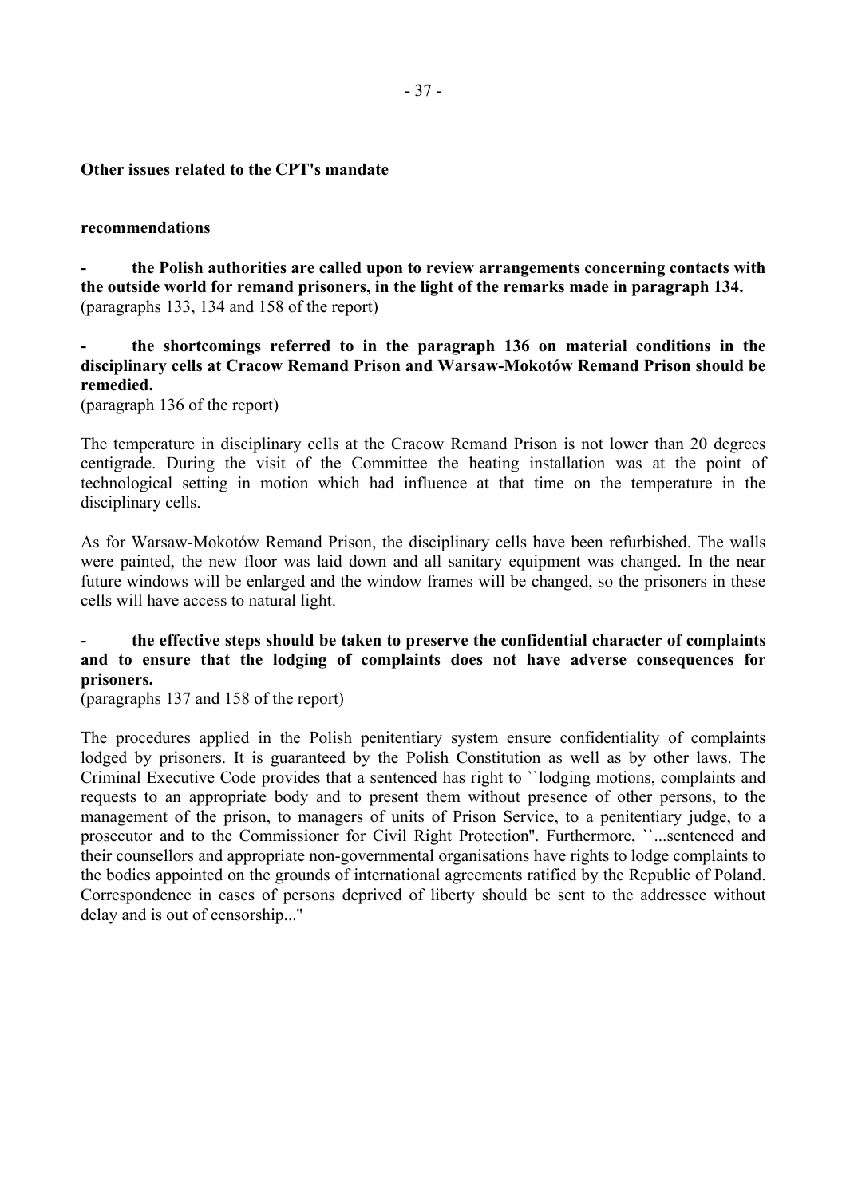**Other issues related to the CPT's mandate**

**recommendations**

- **the Polish authorities are called upon to review arrangements concerning contacts with the outside world for remand prisoners, in the light of the remarks made in paragraph 134.**
(paragraphs 133, 134 and 158 of the report)

- **the shortcomings referred to in the paragraph 136 on material conditions in the disciplinary cells at Cracow Remand Prison and Warsaw-Mokotów Remand Prison should be remedied.**
(paragraph 136 of the report)

The temperature in disciplinary cells at the Cracow Remand Prison is not lower than 20 degrees centigrade. During the visit of the Committee the heating installation was at the point of technological setting in motion which had influence at that time on the temperature in the disciplinary cells.

As for Warsaw-Mokotów Remand Prison, the disciplinary cells have been refurbished. The walls were painted, the new floor was laid down and all sanitary equipment was changed. In the near future windows will be enlarged and the window frames will be changed, so the prisoners in these cells will have access to natural light.

- **the effective steps should be taken to preserve the confidential character of complaints and to ensure that the lodging of complaints does not have adverse consequences for prisoners.**
(paragraphs 137 and 158 of the report)

The procedures applied in the Polish penitentiary system ensure confidentiality of complaints lodged by prisoners. It is guaranteed by the Polish Constitution as well as by other laws. The Criminal Executive Code provides that a sentenced has right to ``lodging motions, complaints and requests to an appropriate body and to present them without presence of other persons, to the management of the prison, to managers of units of Prison Service, to a penitentiary judge, to a prosecutor and to the Commissioner for Civil Right Protection''. Furthermore, ``...sentenced and their counsellors and appropriate non-governmental organisations have rights to lodge complaints to the bodies appointed on the grounds of international agreements ratified by the Republic of Poland. Correspondence in cases of persons deprived of liberty should be sent to the addressee without delay and is out of censorship...''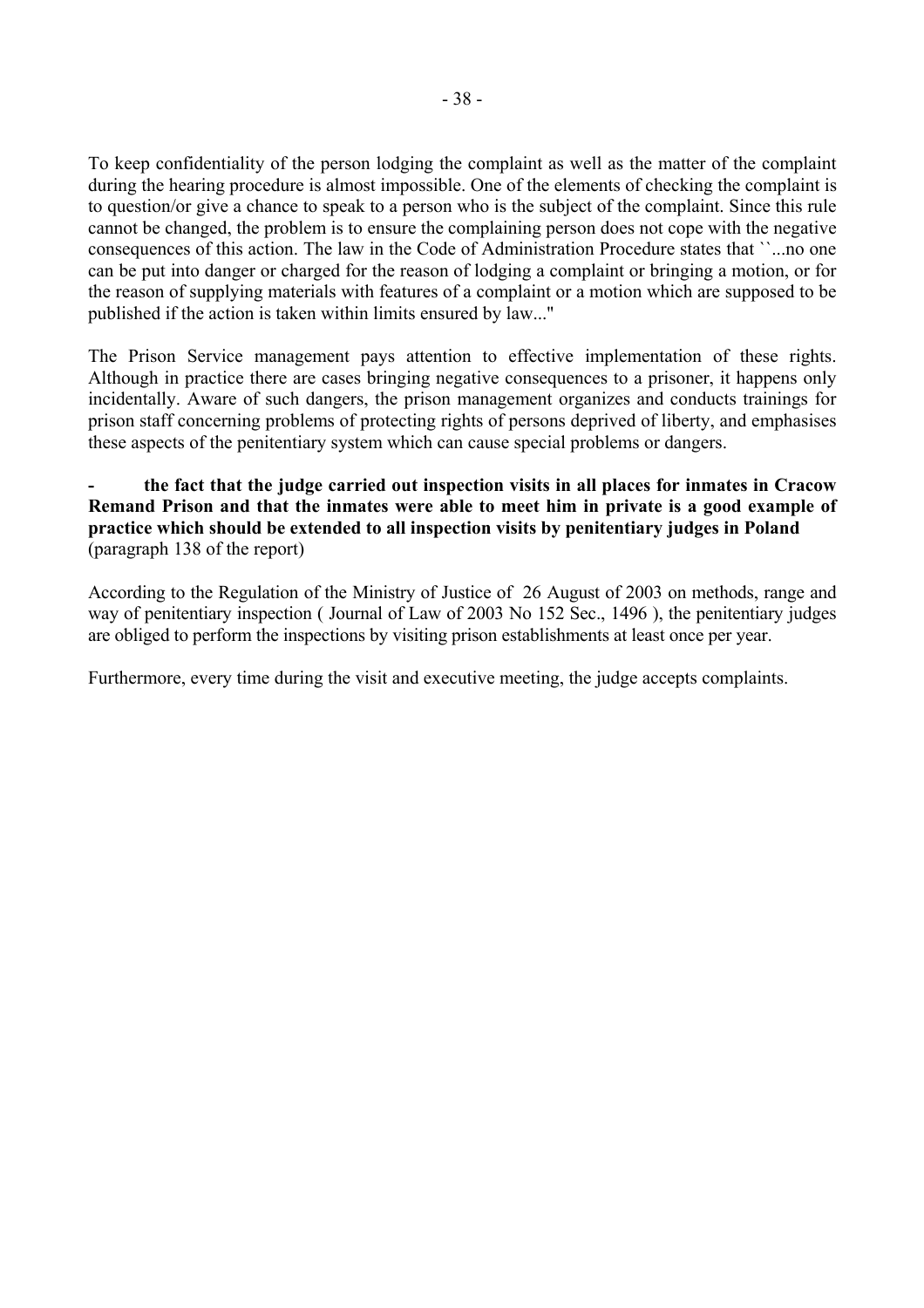To keep confidentiality of the person lodging the complaint as well as the matter of the complaint during the hearing procedure is almost impossible. One of the elements of checking the complaint is to question/or give a chance to speak to a person who is the subject of the complaint. Since this rule cannot be changed, the problem is to ensure the complaining person does not cope with the negative consequences of this action. The law in the Code of Administration Procedure states that ``...no one can be put into danger or charged for the reason of lodging a complaint or bringing a motion, or for the reason of supplying materials with features of a complaint or a motion which are supposed to be published if the action is taken within limits ensured by law..."

The Prison Service management pays attention to effective implementation of these rights. Although in practice there are cases bringing negative consequences to a prisoner, it happens only incidentally. Aware of such dangers, the prison management organizes and conducts trainings for prison staff concerning problems of protecting rights of persons deprived of liberty, and emphasises these aspects of the penitentiary system which can cause special problems or dangers.

- **the fact that the judge carried out inspection visits in all places for inmates in Cracow Remand Prison and that the inmates were able to meet him in private is a good example of practice which should be extended to all inspection visits by penitentiary judges in Poland** (paragraph 138 of the report)

According to the Regulation of the Ministry of Justice of 26 August of 2003 on methods, range and way of penitentiary inspection ( Journal of Law of 2003 No 152 Sec., 1496 ), the penitentiary judges are obliged to perform the inspections by visiting prison establishments at least once per year.

Furthermore, every time during the visit and executive meeting, the judge accepts complaints.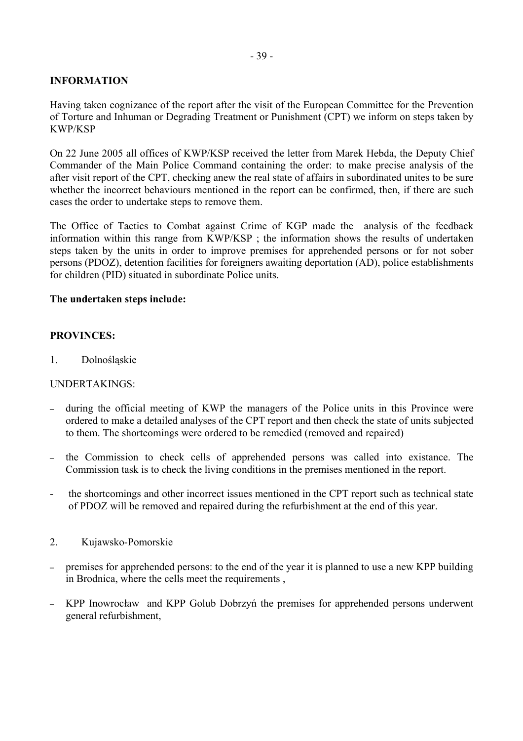**INFORMATION**

Having taken cognizance of the report after the visit of the European Committee for the Prevention of Torture and Inhuman or Degrading Treatment or Punishment (CPT) we inform on steps taken by KWP/KSP

On 22 June 2005 all offices of KWP/KSP received the letter from Marek Hebda, the Deputy Chief Commander of the Main Police Command containing the order: to make precise analysis of the after visit report of the CPT, checking anew the real state of affairs in subordinated unites to be sure whether the incorrect behaviours mentioned in the report can be confirmed, then, if there are such cases the order to undertake steps to remove them.

The Office of Tactics to Combat against Crime of KGP made the analysis of the feedback information within this range from KWP/KSP ; the information shows the results of undertaken steps taken by the units in order to improve premises for apprehended persons or for not sober persons (PDOZ), detention facilities for foreigners awaiting deportation (AD), police establishments for children (PID) situated in subordinate Police units.

**The undertaken steps include:**

**PROVINCES:**

1. Dolnośląskie

UNDERTAKINGS:

- during the official meeting of KWP the managers of the Police units in this Province were ordered to make a detailed analyses of the CPT report and then check the state of units subjected to them. The shortcomings were ordered to be remedied (removed and repaired)
- the Commission to check cells of apprehended persons was called into existance. The Commission task is to check the living conditions in the premises mentioned in the report.
- the shortcomings and other incorrect issues mentioned in the CPT report such as technical state of PDOZ will be removed and repaired during the refurbishment at the end of this year.

2. Kujawsko-Pomorskie

- premises for apprehended persons: to the end of the year it is planned to use a new KPP building in Brodnica, where the cells meet the requirements ,
- KPP Inowrocław and KPP Golub Dobrzyń the premises for apprehended persons underwent general refurbishment,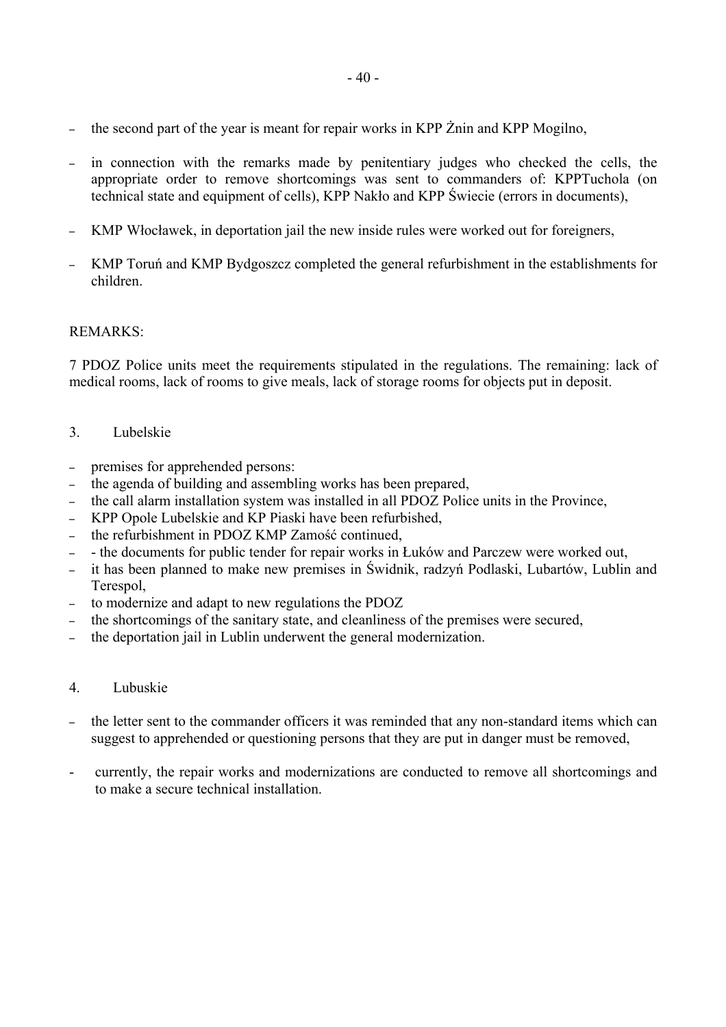- the second part of the year is meant for repair works in KPP Żnin and KPP Mogilno,

- in connection with the remarks made by penitentiary judges who checked the cells, the appropriate order to remove shortcomings was sent to commanders of: KPPTuchola (on technical state and equipment of cells), KPP Nakło and KPP Świecie (errors in documents),

- KMP Włocławek, in deportation jail the new inside rules were worked out for foreigners,

- KMP Toruń and KMP Bydgoszcz completed the general refurbishment in the establishments for children.

REMARKS:

7 PDOZ Police units meet the requirements stipulated in the regulations. The remaining: lack of medical rooms, lack of rooms to give meals, lack of storage rooms for objects put in deposit.

3. Lubelskie

- premises for apprehended persons:
- the agenda of building and assembling works has been prepared,
- the call alarm installation system was installed in all PDOZ Police units in the Province,
- KPP Opole Lubelskie and KP Piaski have been refurbished,
- the refurbishment in PDOZ KMP Zamość continued,
- - the documents for public tender for repair works in Łuków and Parczew were worked out,
- it has been planned to make new premises in Świdnik, radzyń Podlaski, Lubartów, Lublin and Terespol,
- to modernize and adapt to new regulations the PDOZ
- the shortcomings of the sanitary state, and cleanliness of the premises were secured,
- the deportation jail in Lublin underwent the general modernization.

4. Lubuskie

- the letter sent to the commander officers it was reminded that any non-standard items which can suggest to apprehended or questioning persons that they are put in danger must be removed,

- currently, the repair works and modernizations are conducted to remove all shortcomings and to make a secure technical installation.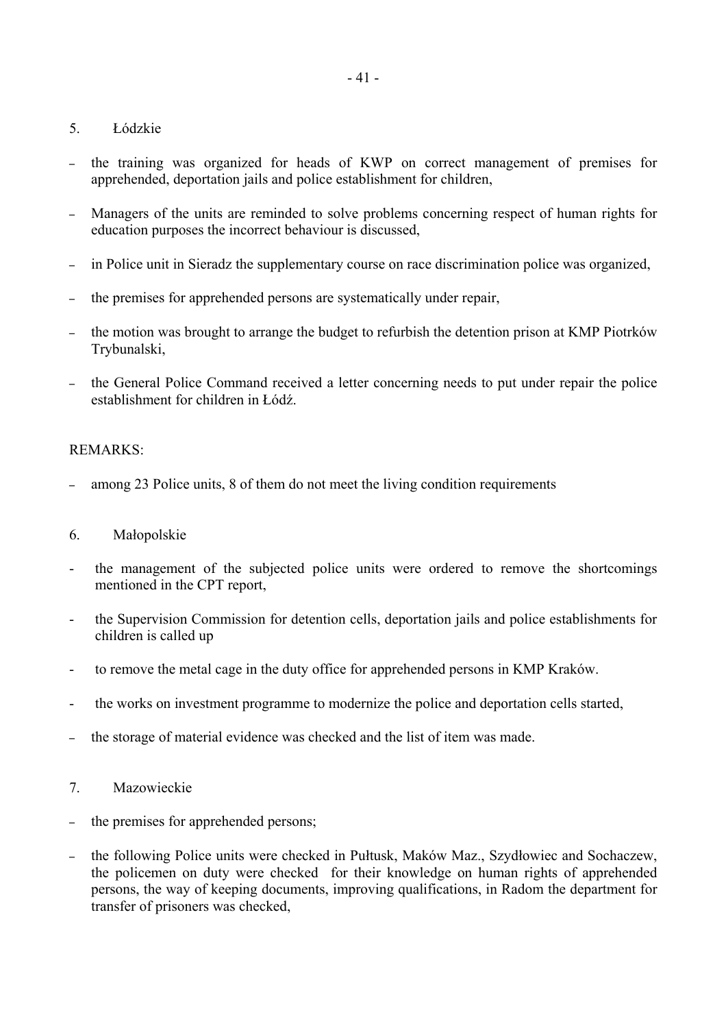5. Łódzkie

- the training was organized for heads of KWP on correct management of premises for apprehended, deportation jails and police establishment for children,
- Managers of the units are reminded to solve problems concerning respect of human rights for education purposes the incorrect behaviour is discussed,
- in Police unit in Sieradz the supplementary course on race discrimination police was organized,
- the premises for apprehended persons are systematically under repair,
- the motion was brought to arrange the budget to refurbish the detention prison at KMP Piotrków Trybunalski,
- the General Police Command received a letter concerning needs to put under repair the police establishment for children in Łódź.

REMARKS:

- among 23 Police units, 8 of them do not meet the living condition requirements

6. Małopolskie

- the management of the subjected police units were ordered to remove the shortcomings mentioned in the CPT report,
- the Supervision Commission for detention cells, deportation jails and police establishments for children is called up
- to remove the metal cage in the duty office for apprehended persons in KMP Kraków.
- the works on investment programme to modernize the police and deportation cells started,
- the storage of material evidence was checked and the list of item was made.

7. Mazowieckie

- the premises for apprehended persons;
- the following Police units were checked in Pułtusk, Maków Maz., Szydłowiec and Sochaczew, the policemen on duty were checked for their knowledge on human rights of apprehended persons, the way of keeping documents, improving qualifications, in Radom the department for transfer of prisoners was checked,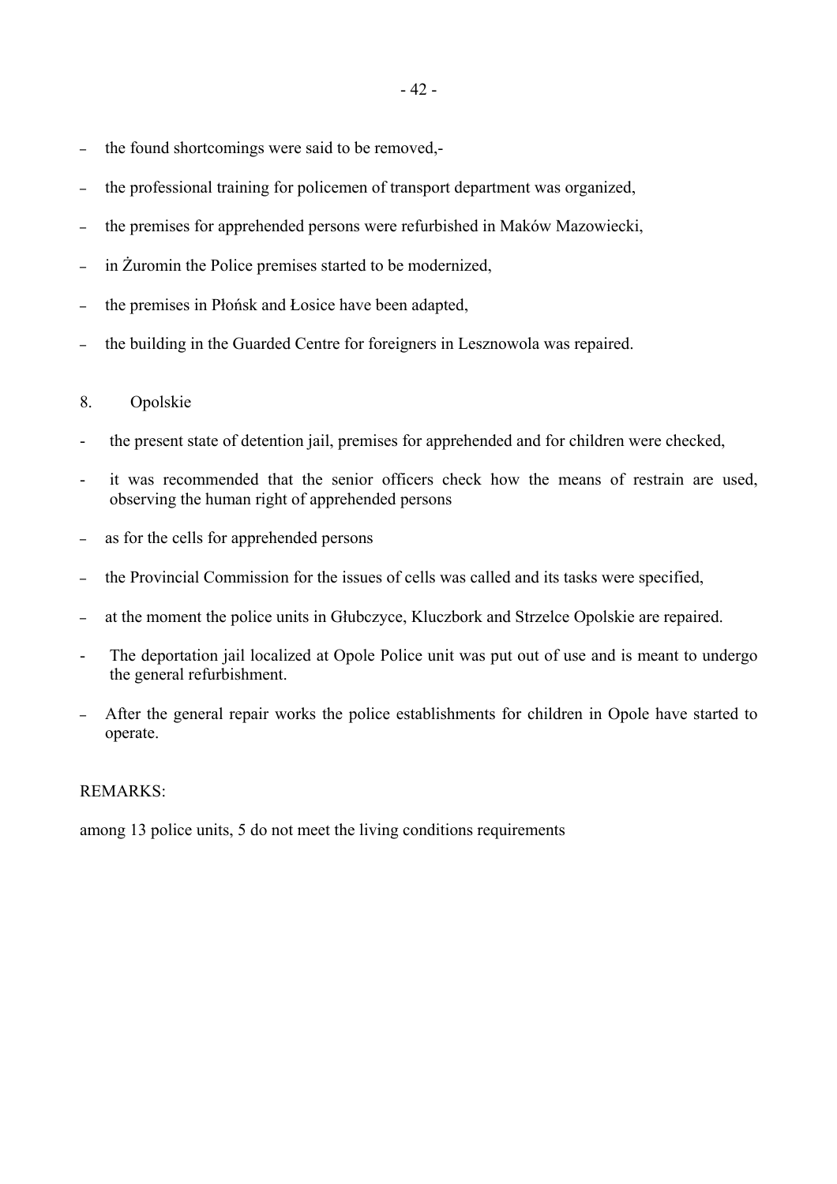- the found shortcomings were said to be removed,-
- the professional training for policemen of transport department was organized,
- the premises for apprehended persons were refurbished in Maków Mazowiecki,
- in Żuromin the Police premises started to be modernized,
- the premises in Płońsk and Łosice have been adapted,
- the building in the Guarded Centre for foreigners in Lesznowola was repaired.

8. Opolskie

- the present state of detention jail, premises for apprehended and for children were checked,
- it was recommended that the senior officers check how the means of restrain are used, observing the human right of apprehended persons
- as for the cells for apprehended persons
- the Provincial Commission for the issues of cells was called and its tasks were specified,
- at the moment the police units in Głubczyce, Kluczbork and Strzelce Opolskie are repaired.
- The deportation jail localized at Opole Police unit was put out of use and is meant to undergo the general refurbishment.
- After the general repair works the police establishments for children in Opole have started to operate.

REMARKS:

among 13 police units, 5 do not meet the living conditions requirements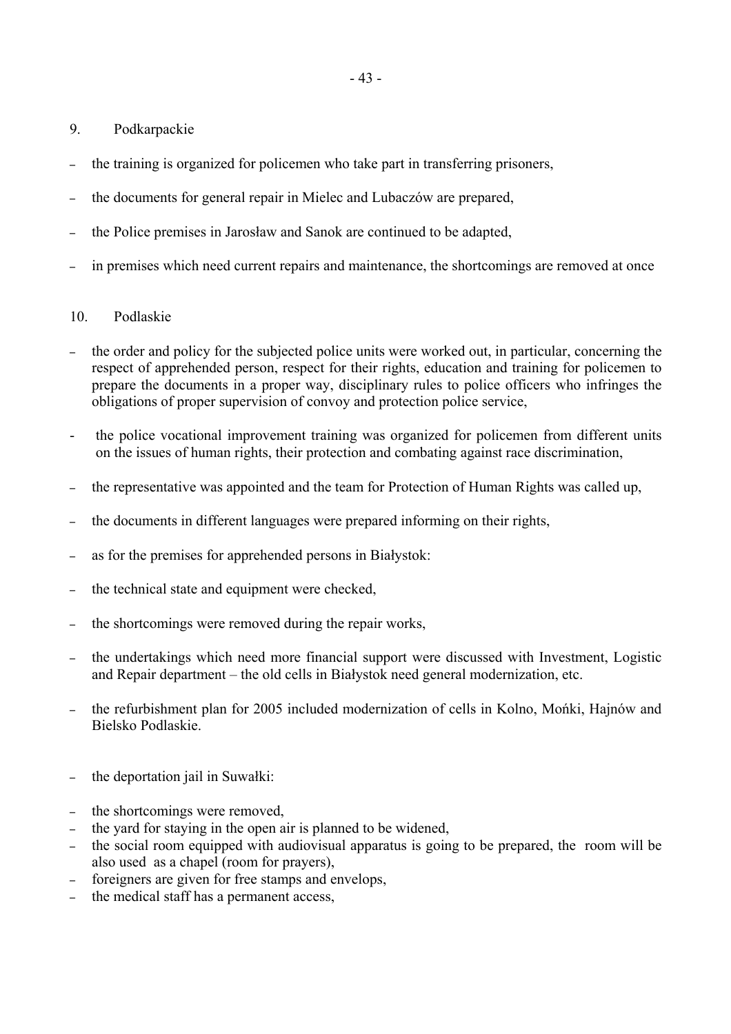9. Podkarpackie

- the training is organized for policemen who take part in transferring prisoners,
- the documents for general repair in Mielec and Lubaczów are prepared,
- the Police premises in Jarosław and Sanok are continued to be adapted,
- in premises which need current repairs and maintenance, the shortcomings are removed at once

10. Podlaskie

- the order and policy for the subjected police units were worked out, in particular, concerning the respect of apprehended person, respect for their rights, education and training for policemen to prepare the documents in a proper way, disciplinary rules to police officers who infringes the obligations of proper supervision of convoy and protection police service,
- the police vocational improvement training was organized for policemen from different units on the issues of human rights, their protection and combating against race discrimination,
- the representative was appointed and the team for Protection of Human Rights was called up,
- the documents in different languages were prepared informing on their rights,
- as for the premises for apprehended persons in Białystok:
- the technical state and equipment were checked,
- the shortcomings were removed during the repair works,
- the undertakings which need more financial support were discussed with Investment, Logistic and Repair department – the old cells in Białystok need general modernization, etc.
- the refurbishment plan for 2005 included modernization of cells in Kolno, Mońki, Hajnów and Bielsko Podlaskie.
- the deportation jail in Suwałki:
- the shortcomings were removed,
- the yard for staying in the open air is planned to be widened,
- the social room equipped with audiovisual apparatus is going to be prepared, the room will be also used as a chapel (room for prayers),
- foreigners are given for free stamps and envelops,
- the medical staff has a permanent access,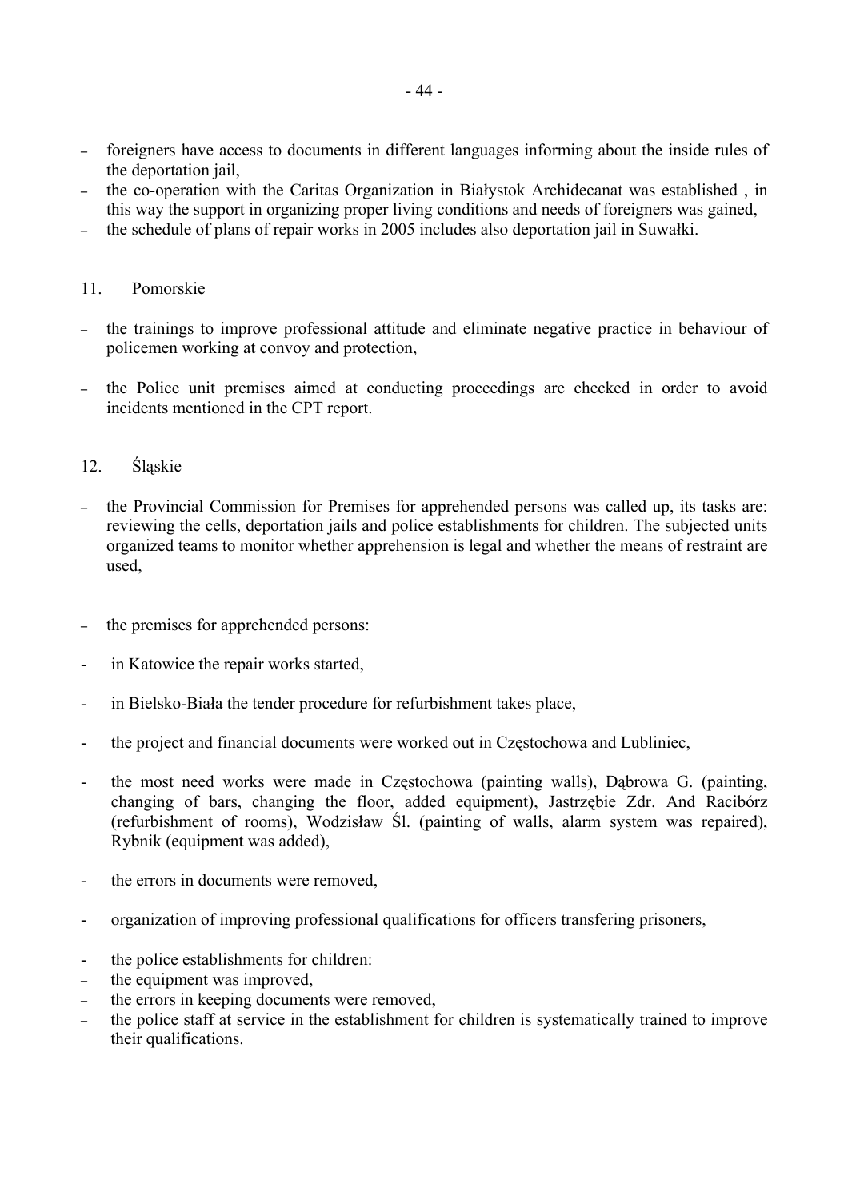- foreigners have access to documents in different languages informing about the inside rules of the deportation jail,
- the co-operation with the Caritas Organization in Białystok Archidecanat was established , in this way the support in organizing proper living conditions and needs of foreigners was gained,
- the schedule of plans of repair works in 2005 includes also deportation jail in Suwałki.

11. Pomorskie

- the trainings to improve professional attitude and eliminate negative practice in behaviour of policemen working at convoy and protection,
- the Police unit premises aimed at conducting proceedings are checked in order to avoid incidents mentioned in the CPT report.

12. Śląskie

- the Provincial Commission for Premises for apprehended persons was called up, its tasks are: reviewing the cells, deportation jails and police establishments for children. The subjected units organized teams to monitor whether apprehension is legal and whether the means of restraint are used,
- the premises for apprehended persons:
- in Katowice the repair works started,
- in Bielsko-Biała the tender procedure for refurbishment takes place,
- the project and financial documents were worked out in Częstochowa and Lubliniec,
- the most need works were made in Częstochowa (painting walls), Dąbrowa G. (painting, changing of bars, changing the floor, added equipment), Jastrzębie Zdr. And Racibórz (refurbishment of rooms), Wodzisław Śl. (painting of walls, alarm system was repaired), Rybnik (equipment was added),
- the errors in documents were removed,
- organization of improving professional qualifications for officers transfering prisoners,
- the police establishments for children:
- the equipment was improved,
- the errors in keeping documents were removed,
- the police staff at service in the establishment for children is systematically trained to improve their qualifications.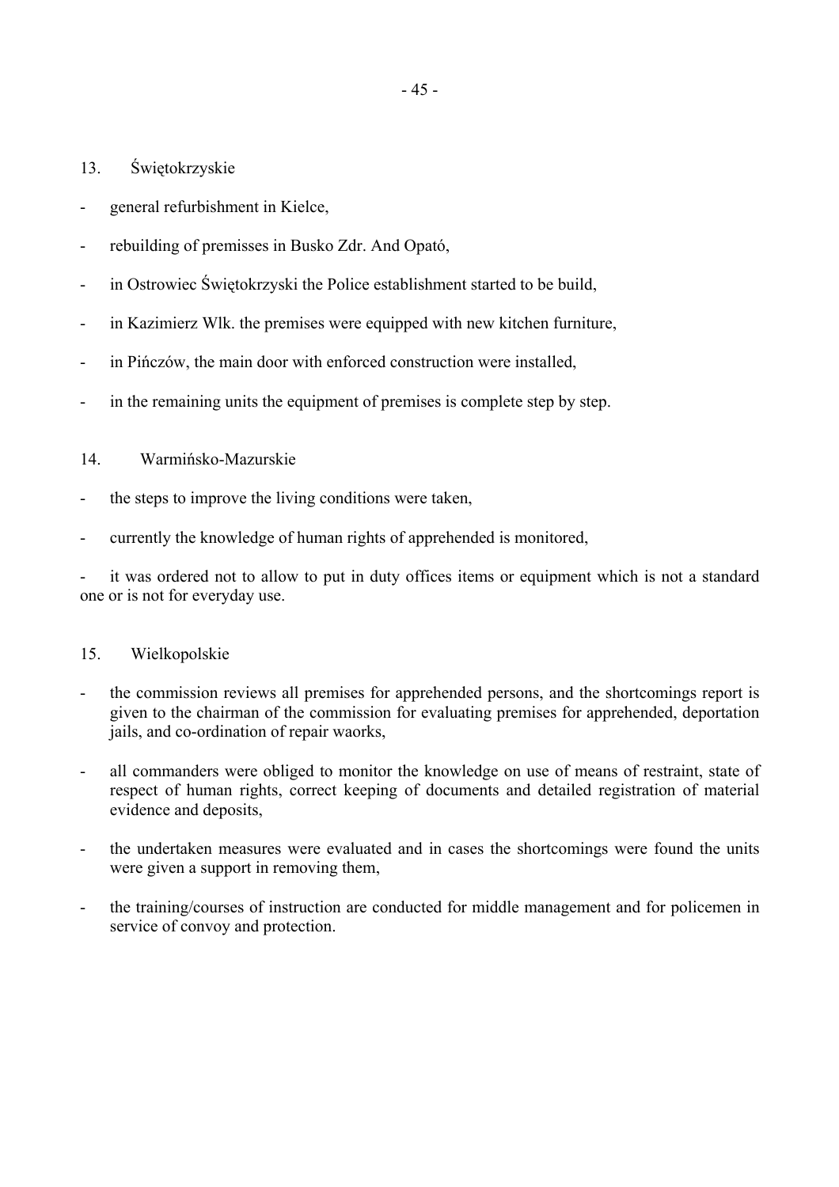13. Świętokrzyskie

- general refurbishment in Kielce,
- rebuilding of premisses in Busko Zdr. And Opató,
- in Ostrowiec Świętokrzyski the Police establishment started to be build,
- in Kazimierz Wlk. the premises were equipped with new kitchen furniture,
- in Pińczów, the main door with enforced construction were installed,
- in the remaining units the equipment of premises is complete step by step.

14. Warmińsko-Mazurskie

- the steps to improve the living conditions were taken,
- currently the knowledge of human rights of apprehended is monitored,
- it was ordered not to allow to put in duty offices items or equipment which is not a standard one or is not for everyday use.

15. Wielkopolskie

- the commission reviews all premises for apprehended persons, and the shortcomings report is given to the chairman of the commission for evaluating premises for apprehended, deportation jails, and co-ordination of repair waorks,
- all commanders were obliged to monitor the knowledge on use of means of restraint, state of respect of human rights, correct keeping of documents and detailed registration of material evidence and deposits,
- the undertaken measures were evaluated and in cases the shortcomings were found the units were given a support in removing them,
- the training/courses of instruction are conducted for middle management and for policemen in service of convoy and protection.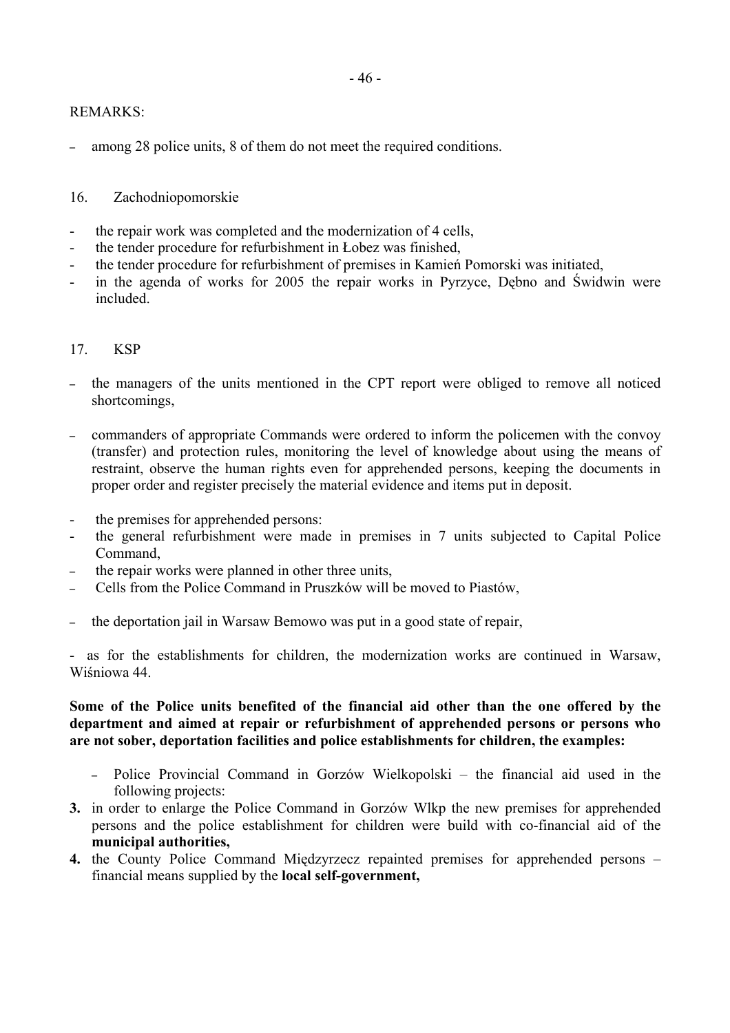REMARKS:

- among 28 police units, 8 of them do not meet the required conditions.

16. Zachodniopomorskie

- the repair work was completed and the modernization of 4 cells,
- the tender procedure for refurbishment in Łobez was finished,
- the tender procedure for refurbishment of premises in Kamień Pomorski was initiated,
- in the agenda of works for 2005 the repair works in Pyrzyce, Dębno and Świdwin were included.

17. KSP

- the managers of the units mentioned in the CPT report were obliged to remove all noticed shortcomings,

- commanders of appropriate Commands were ordered to inform the policemen with the convoy (transfer) and protection rules, monitoring the level of knowledge about using the means of restraint, observe the human rights even for apprehended persons, keeping the documents in proper order and register precisely the material evidence and items put in deposit.

- the premises for apprehended persons:
- the general refurbishment were made in premises in 7 units subjected to Capital Police Command,
- the repair works were planned in other three units,
- Cells from the Police Command in Pruszków will be moved to Piastów,

- the deportation jail in Warsaw Bemowo was put in a good state of repair,

- as for the establishments for children, the modernization works are continued in Warsaw, Wiśniowa 44.

**Some of the Police units benefited of the financial aid other than the one offered by the department and aimed at repair or refurbishment of apprehended persons or persons who are not sober, deportation facilities and police establishments for children, the examples:**

- Police Provincial Command in Gorzów Wielkopolski – the financial aid used in the following projects:

**3.** in order to enlarge the Police Command in Gorzów Wlkp the new premises for apprehended persons and the police establishment for children were build with co-financial aid of the **municipal authorities,**

**4.** the County Police Command Międzyrzecz repainted premises for apprehended persons – financial means supplied by the **local self-government,**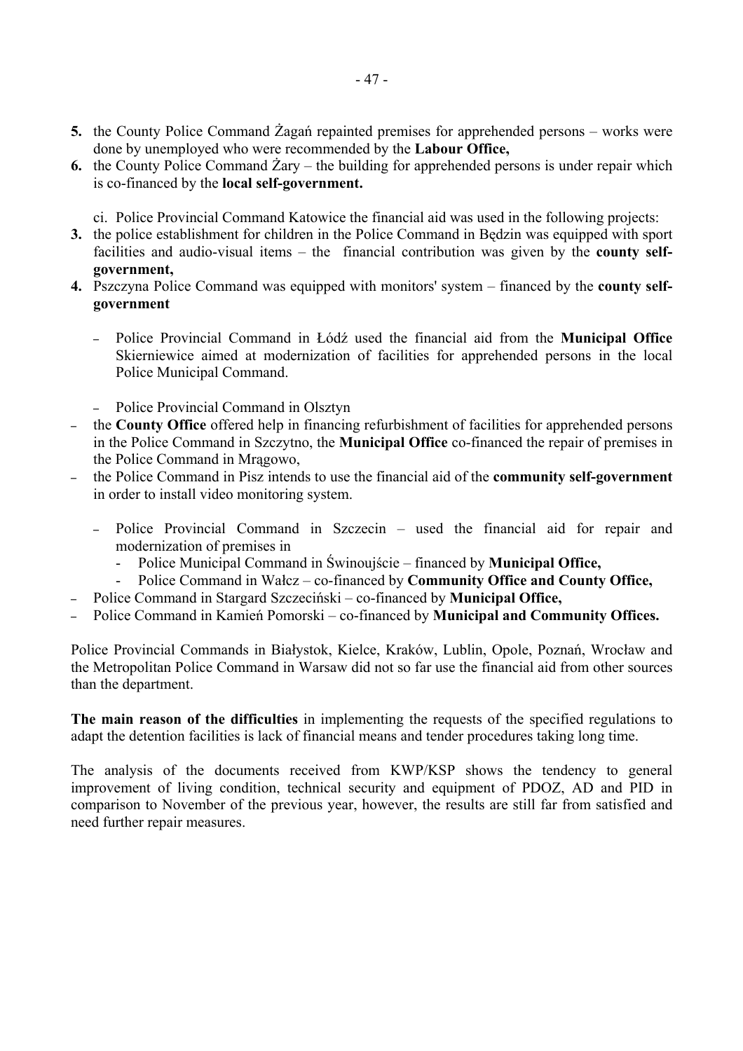5. the County Police Command Żagań repainted premises for apprehended persons – works were done by unemployed who were recommended by the **Labour Office,**
6. the County Police Command Żary – the building for apprehended persons is under repair which is co-financed by the **local self-government.**

ci. Police Provincial Command Katowice the financial aid was used in the following projects:

3. the police establishment for children in the Police Command in Będzin was equipped with sport facilities and audio-visual items – the financial contribution was given by the **county self-government,**
4. Pszczyna Police Command was equipped with monitors' system – financed by the **county self-government**

– Police Provincial Command in Łódź used the financial aid from the **Municipal Office** Skierniewice aimed at modernization of facilities for apprehended persons in the local Police Municipal Command.

– Police Provincial Command in Olsztyn

– the **County Office** offered help in financing refurbishment of facilities for apprehended persons in the Police Command in Szczytno, the **Municipal Office** co-financed the repair of premises in the Police Command in Mrągowo,

– the Police Command in Pisz intends to use the financial aid of the **community self-government** in order to install video monitoring system.

– Police Provincial Command in Szczecin – used the financial aid for repair and modernization of premises in
  - Police Municipal Command in Świnoujście – financed by **Municipal Office,**
  - Police Command in Wałcz – co-financed by **Community Office and County Office,**

– Police Command in Stargard Szczeciński – co-financed by **Municipal Office,**

– Police Command in Kamień Pomorski – co-financed by **Municipal and Community Offices.**

Police Provincial Commands in Białystok, Kielce, Kraków, Lublin, Opole, Poznań, Wrocław and the Metropolitan Police Command in Warsaw did not so far use the financial aid from other sources than the department.

**The main reason of the difficulties** in implementing the requests of the specified regulations to adapt the detention facilities is lack of financial means and tender procedures taking long time.

The analysis of the documents received from KWP/KSP shows the tendency to general improvement of living condition, technical security and equipment of PDOZ, AD and PID in comparison to November of the previous year, however, the results are still far from satisfied and need further repair measures.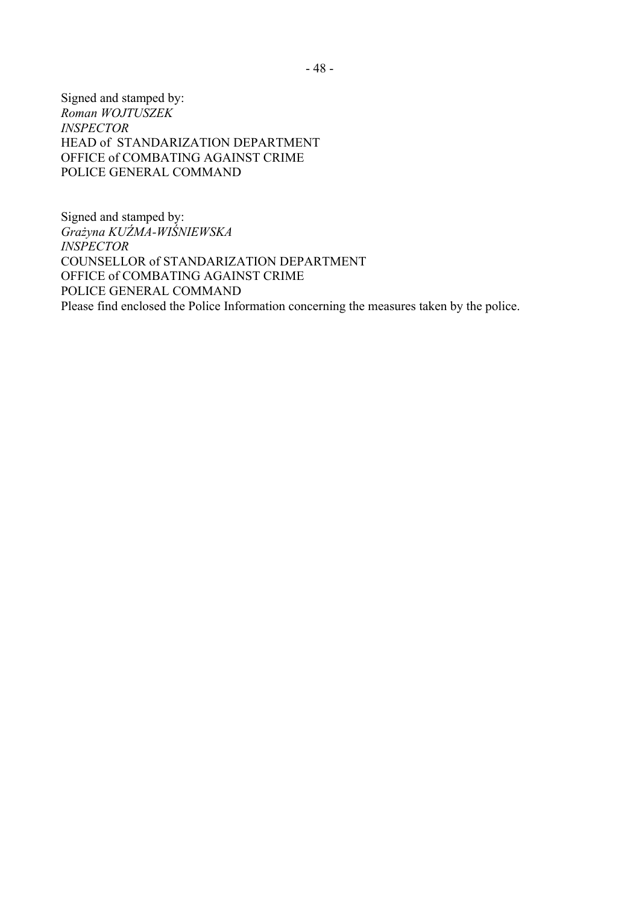Signed and stamped by:  
*Roman WOJTUSZEK*  
*INSPECTOR*  
HEAD of STANDARIZATION DEPARTMENT  
OFFICE of COMBATING AGAINST CRIME  
POLICE GENERAL COMMAND

Signed and stamped by:  
*Grażyna KUŹMA-WIŚNIEWSKA*  
*INSPECTOR*  
COUNSELLOR of STANDARIZATION DEPARTMENT  
OFFICE of COMBATING AGAINST CRIME  
POLICE GENERAL COMMAND  
Please find enclosed the Police Information concerning the measures taken by the police.